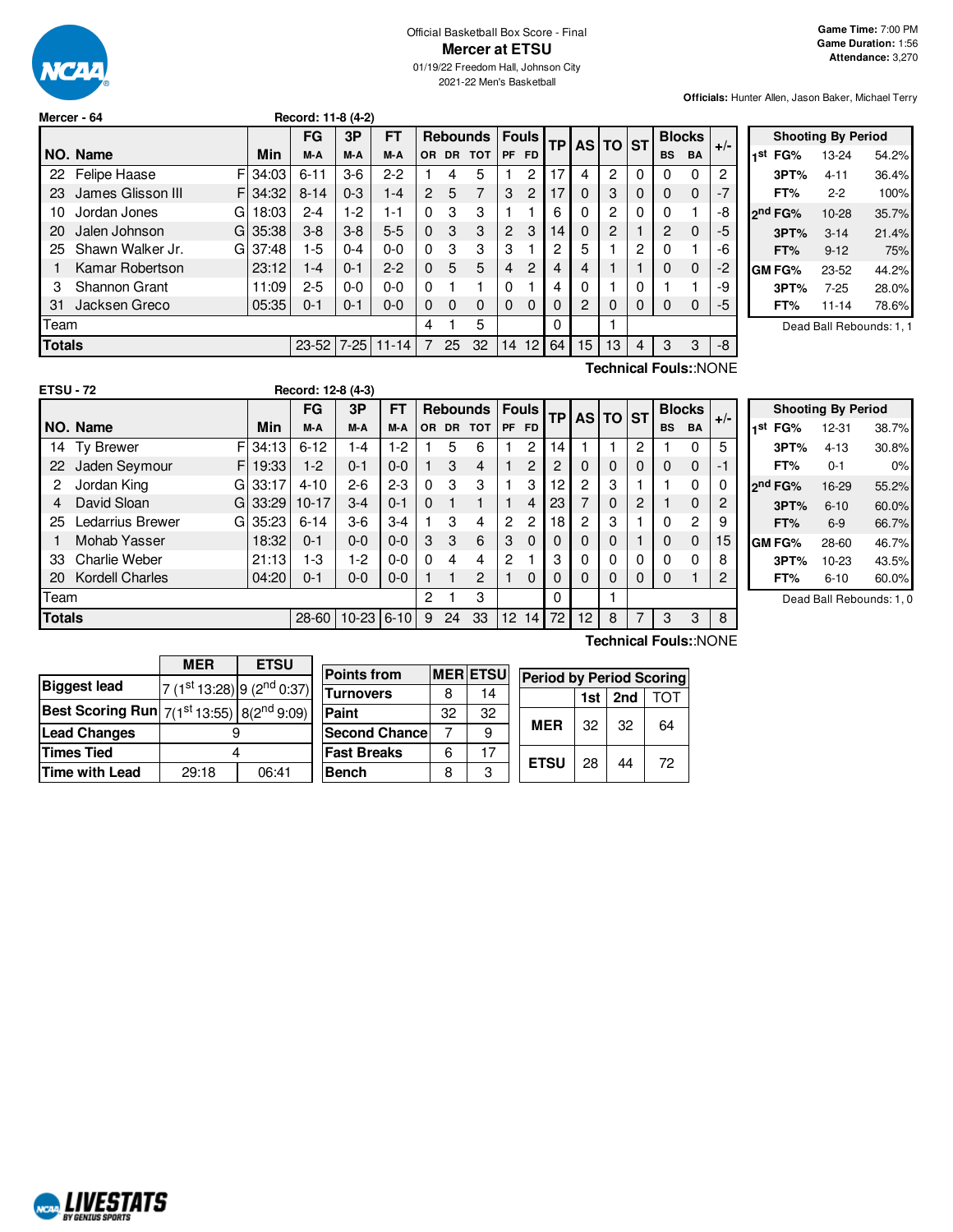Official Basketball Box Score - Final

# Mercer at ETSU

01/19/22 Freedom Hall, Johnson City

2021-22 Men's Basketball

**Game Time:** 7:00 PM
**Game Duration:** 1:56
**Attendance:** 3,270

**Officials:** Hunter Allen, Jason Baker, Michael Terry

## Mercer - 64

Record: 11-8 (4-2)

| NO. | Name | | Min | FG M-A | 3P M-A | FT M-A | OR | DR | TOT | PF | FD | TP | AS | TO | ST | BS | BA | +/- |
|---|---|---|---|---|---|---|---|---|---|---|---|---|---|---|---|---|---|---|
| 22 | Felipe Haase | F | 34:03 | 6-11 | 3-6 | 2-2 | 1 | 4 | 5 | 1 | 2 | 17 | 4 | 2 | 0 | 0 | 0 | 2 |
| 23 | James Glisson III | F | 34:32 | 8-14 | 0-3 | 1-4 | 2 | 5 | 7 | 3 | 2 | 17 | 0 | 3 | 0 | 0 | 0 | -7 |
| 10 | Jordan Jones | G | 18:03 | 2-4 | 1-2 | 1-1 | 0 | 3 | 3 | 1 | 1 | 6 | 0 | 2 | 0 | 0 | 1 | -8 |
| 20 | Jalen Johnson | G | 35:38 | 3-8 | 3-8 | 5-5 | 0 | 3 | 3 | 2 | 3 | 14 | 0 | 2 | 1 | 2 | 0 | -5 |
| 25 | Shawn Walker Jr. | G | 37:48 | 1-5 | 0-4 | 0-0 | 0 | 3 | 3 | 3 | 1 | 2 | 5 | 1 | 2 | 0 | 1 | -6 |
| 1 | Kamar Robertson | | 23:12 | 1-4 | 0-1 | 2-2 | 0 | 5 | 5 | 4 | 2 | 4 | 4 | 1 | 1 | 0 | 0 | -2 |
| 3 | Shannon Grant | | 11:09 | 2-5 | 0-0 | 0-0 | 0 | 1 | 1 | 0 | 1 | 4 | 0 | 1 | 0 | 1 | 1 | -9 |
| 31 | Jacksen Greco | | 05:35 | 0-1 | 0-1 | 0-0 | 0 | 0 | 0 | 0 | 0 | 0 | 2 | 0 | 0 | 0 | 0 | -5 |
| | Team | | | | | | 4 | 1 | 5 | | | 0 | | 1 | | | | |
| | **Totals** | | | 23-52 | 7-25 | 11-14 | 7 | 25 | 32 | 14 | 12 | 64 | 15 | 13 | 4 | 3 | 3 | -8 |

Technical Fouls::NONE

| Shooting By Period | | |
|---|---|---|
| 1st FG% | 13-24 | 54.2% |
| 3PT% | 4-11 | 36.4% |
| FT% | 2-2 | 100% |
| 2nd FG% | 10-28 | 35.7% |
| 3PT% | 3-14 | 21.4% |
| FT% | 9-12 | 75% |
| GM FG% | 23-52 | 44.2% |
| 3PT% | 7-25 | 28.0% |
| FT% | 11-14 | 78.6% |

Dead Ball Rebounds: 1, 1

## ETSU - 72

Record: 12-8 (4-3)

| NO. | Name | | Min | FG M-A | 3P M-A | FT M-A | OR | DR | TOT | PF | FD | TP | AS | TO | ST | BS | BA | +/- |
|---|---|---|---|---|---|---|---|---|---|---|---|---|---|---|---|---|---|---|
| 14 | Ty Brewer | F | 34:13 | 6-12 | 1-4 | 1-2 | 1 | 5 | 6 | 1 | 2 | 14 | 1 | 1 | 2 | 1 | 0 | 5 |
| 22 | Jaden Seymour | F | 19:33 | 1-2 | 0-1 | 0-0 | 1 | 3 | 4 | 1 | 2 | 2 | 0 | 0 | 0 | 0 | 0 | -1 |
| 2 | Jordan King | G | 33:17 | 4-10 | 2-6 | 2-3 | 0 | 3 | 3 | 1 | 3 | 12 | 2 | 3 | 1 | 1 | 0 | 0 |
| 4 | David Sloan | G | 33:29 | 10-17 | 3-4 | 0-1 | 0 | 1 | 1 | 1 | 4 | 23 | 7 | 0 | 2 | 1 | 0 | 2 |
| 25 | Ledarrius Brewer | G | 35:23 | 6-14 | 3-6 | 3-4 | 1 | 3 | 4 | 2 | 2 | 18 | 2 | 3 | 1 | 0 | 2 | 9 |
| 1 | Mohab Yasser | | 18:32 | 0-1 | 0-0 | 0-0 | 3 | 3 | 6 | 3 | 0 | 0 | 0 | 0 | 1 | 0 | 0 | 15 |
| 33 | Charlie Weber | | 21:13 | 1-3 | 1-2 | 0-0 | 0 | 4 | 4 | 2 | 1 | 3 | 0 | 0 | 0 | 0 | 0 | 8 |
| 20 | Kordell Charles | | 04:20 | 0-1 | 0-0 | 0-0 | 1 | 1 | 2 | 1 | 0 | 0 | 0 | 0 | 0 | 0 | 1 | 2 |
| | Team | | | | | | 2 | 1 | 3 | | | 0 | | 1 | | | | |
| | **Totals** | | | 28-60 | 10-23 | 6-10 | 9 | 24 | 33 | 12 | 14 | 72 | 12 | 8 | 7 | 3 | 3 | 8 |

Technical Fouls::NONE

| Shooting By Period | | |
|---|---|---|
| 1st FG% | 12-31 | 38.7% |
| 3PT% | 4-13 | 30.8% |
| FT% | 0-1 | 0% |
| 2nd FG% | 16-29 | 55.2% |
| 3PT% | 6-10 | 60.0% |
| FT% | 6-9 | 66.7% |
| GM FG% | 28-60 | 46.7% |
| 3PT% | 10-23 | 43.5% |
| FT% | 6-10 | 60.0% |

Dead Ball Rebounds: 1, 0

| | MER | ETSU |
|---|---|---|
| Biggest lead | 7 (1st 13:28) | 9 (2nd 0:37) |
| Best Scoring Run | 7(1st 13:55) | 8(2nd 9:09) |
| Lead Changes | 9 | |
| Times Tied | 4 | |
| Time with Lead | 29:18 | 06:41 |

| Points from | MER | ETSU |
|---|---|---|
| Turnovers | 8 | 14 |
| Paint | 32 | 32 |
| Second Chance | 7 | 9 |
| Fast Breaks | 6 | 17 |
| Bench | 8 | 3 |

| Period by Period Scoring | 1st | 2nd | TOT |
|---|---|---|---|
| MER | 32 | 32 | 64 |
| ETSU | 28 | 44 | 72 |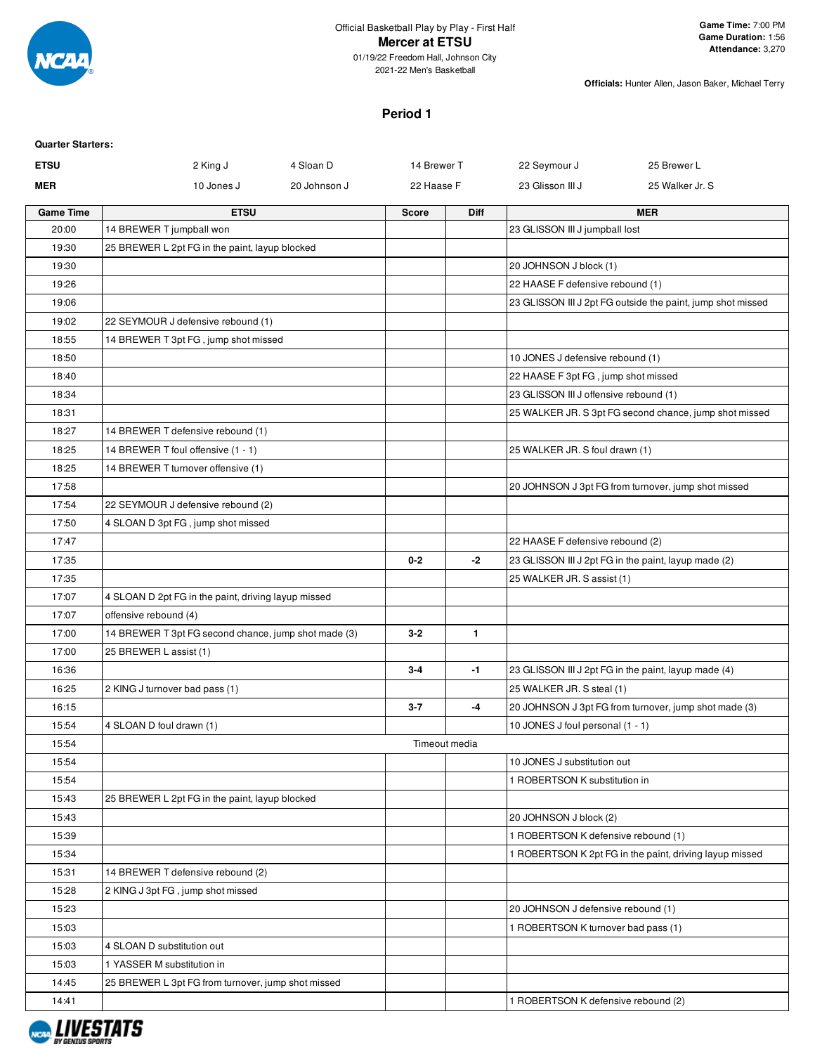Official Basketball Play by Play - First Half

# Mercer at ETSU

01/19/22 Freedom Hall, Johnson City
2021-22 Men's Basketball

**Game Time:** 7:00 PM
**Game Duration:** 1:56
**Attendance:** 3,270

**Officials:** Hunter Allen, Jason Baker, Michael Terry

## Period 1

**Quarter Starters:**

| | | | | | |
|---|---|---|---|---|---|
| **ETSU** | 2 King J | 4 Sloan D | 14 Brewer T | 22 Seymour J | 25 Brewer L |
| **MER** | 10 Jones J | 20 Johnson J | 22 Haase F | 23 Glisson III J | 25 Walker Jr. S |

| Game Time | ETSU | Score | Diff | MER |
|---|---|---|---|---|
| 20:00 | 14 BREWER T jumpball won | | | 23 GLISSON III J jumpball lost |
| 19:30 | 25 BREWER L 2pt FG in the paint, layup blocked | | | |
| 19:30 | | | | 20 JOHNSON J block (1) |
| 19:26 | | | | 22 HAASE F defensive rebound (1) |
| 19:06 | | | | 23 GLISSON III J 2pt FG outside the paint, jump shot missed |
| 19:02 | 22 SEYMOUR J defensive rebound (1) | | | |
| 18:55 | 14 BREWER T 3pt FG , jump shot missed | | | |
| 18:50 | | | | 10 JONES J defensive rebound (1) |
| 18:40 | | | | 22 HAASE F 3pt FG , jump shot missed |
| 18:34 | | | | 23 GLISSON III J offensive rebound (1) |
| 18:31 | | | | 25 WALKER JR. S 3pt FG second chance, jump shot missed |
| 18:27 | 14 BREWER T defensive rebound (1) | | | |
| 18:25 | 14 BREWER T foul offensive (1 - 1) | | | 25 WALKER JR. S foul drawn (1) |
| 18:25 | 14 BREWER T turnover offensive (1) | | | |
| 17:58 | | | | 20 JOHNSON J 3pt FG from turnover, jump shot missed |
| 17:54 | 22 SEYMOUR J defensive rebound (2) | | | |
| 17:50 | 4 SLOAN D 3pt FG , jump shot missed | | | |
| 17:47 | | | | 22 HAASE F defensive rebound (2) |
| 17:35 | | 0-2 | -2 | 23 GLISSON III J 2pt FG in the paint, layup made (2) |
| 17:35 | | | | 25 WALKER JR. S assist (1) |
| 17:07 | 4 SLOAN D 2pt FG in the paint, driving layup missed | | | |
| 17:07 | offensive rebound (4) | | | |
| 17:00 | 14 BREWER T 3pt FG second chance, jump shot made (3) | 3-2 | 1 | |
| 17:00 | 25 BREWER L assist (1) | | | |
| 16:36 | | 3-4 | -1 | 23 GLISSON III J 2pt FG in the paint, layup made (4) |
| 16:25 | 2 KING J turnover bad pass (1) | | | 25 WALKER JR. S steal (1) |
| 16:15 | | 3-7 | -4 | 20 JOHNSON J 3pt FG from turnover, jump shot made (3) |
| 15:54 | 4 SLOAN D foul drawn (1) | | | 10 JONES J foul personal (1 - 1) |
| 15:54 | | Timeout media | | |
| 15:54 | | | | 10 JONES J substitution out |
| 15:54 | | | | 1 ROBERTSON K substitution in |
| 15:43 | 25 BREWER L 2pt FG in the paint, layup blocked | | | |
| 15:43 | | | | 20 JOHNSON J block (2) |
| 15:39 | | | | 1 ROBERTSON K defensive rebound (1) |
| 15:34 | | | | 1 ROBERTSON K 2pt FG in the paint, driving layup missed |
| 15:31 | 14 BREWER T defensive rebound (2) | | | |
| 15:28 | 2 KING J 3pt FG , jump shot missed | | | |
| 15:23 | | | | 20 JOHNSON J defensive rebound (1) |
| 15:03 | | | | 1 ROBERTSON K turnover bad pass (1) |
| 15:03 | 4 SLOAN D substitution out | | | |
| 15:03 | 1 YASSER M substitution in | | | |
| 14:45 | 25 BREWER L 3pt FG from turnover, jump shot missed | | | |
| 14:41 | | | | 1 ROBERTSON K defensive rebound (2) |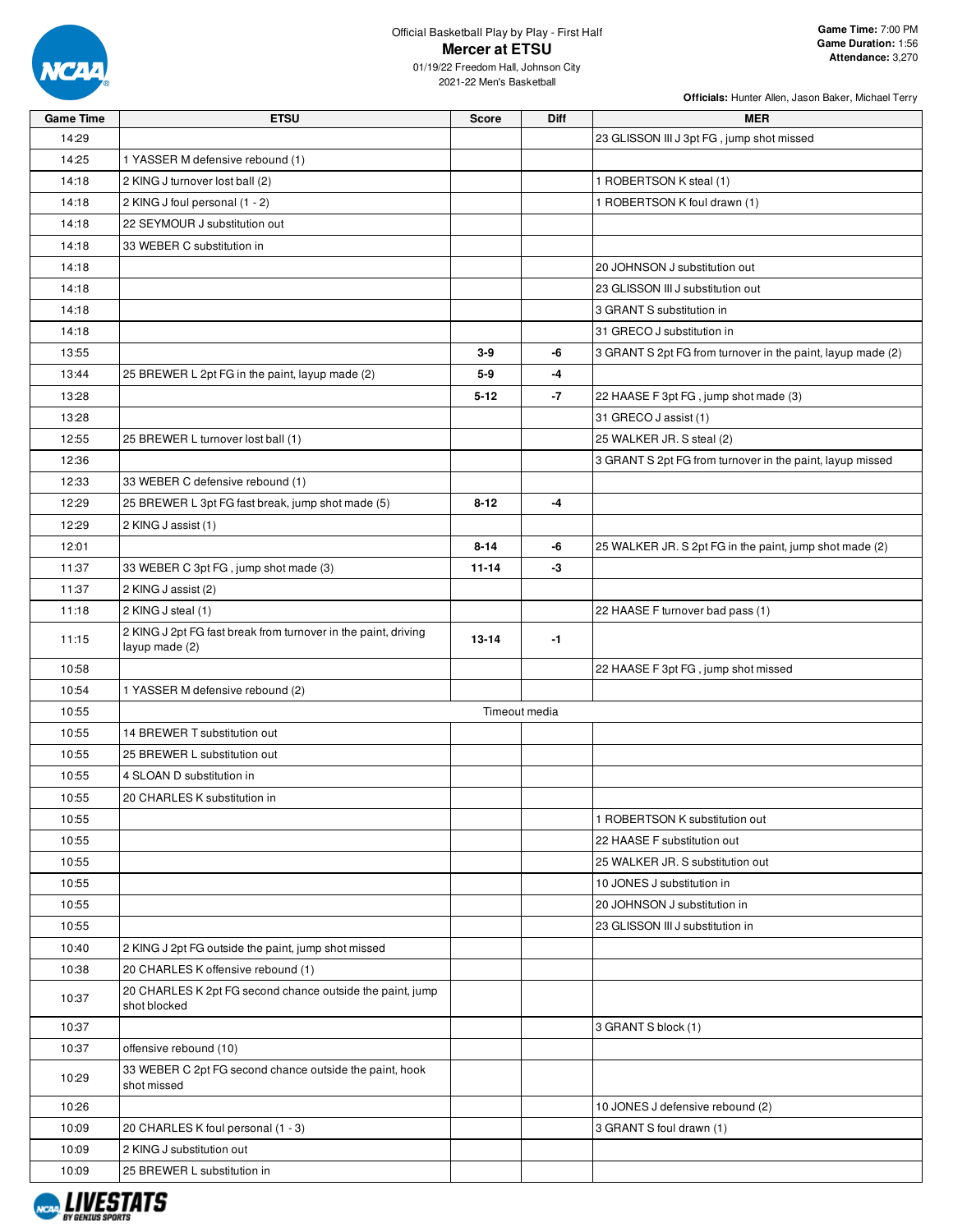Official Basketball Play by Play - First Half

# Mercer at ETSU

01/19/22 Freedom Hall, Johnson City
2021-22 Men's Basketball

**Game Time:** 7:00 PM
**Game Duration:** 1:56
**Attendance:** 3,270

**Officials:** Hunter Allen, Jason Baker, Michael Terry

| Game Time | ETSU | Score | Diff | MER |
|---|---|---|---|---|
| 14:29 | | | | 23 GLISSON III J 3pt FG , jump shot missed |
| 14:25 | 1 YASSER M defensive rebound (1) | | | |
| 14:18 | 2 KING J turnover lost ball (2) | | | 1 ROBERTSON K steal (1) |
| 14:18 | 2 KING J foul personal (1 - 2) | | | 1 ROBERTSON K foul drawn (1) |
| 14:18 | 22 SEYMOUR J substitution out | | | |
| 14:18 | 33 WEBER C substitution in | | | |
| 14:18 | | | | 20 JOHNSON J substitution out |
| 14:18 | | | | 23 GLISSON III J substitution out |
| 14:18 | | | | 3 GRANT S substitution in |
| 14:18 | | | | 31 GRECO J substitution in |
| 13:55 | | 3-9 | -6 | 3 GRANT S 2pt FG from turnover in the paint, layup made (2) |
| 13:44 | 25 BREWER L 2pt FG in the paint, layup made (2) | 5-9 | -4 | |
| 13:28 | | 5-12 | -7 | 22 HAASE F 3pt FG , jump shot made (3) |
| 13:28 | | | | 31 GRECO J assist (1) |
| 12:55 | 25 BREWER L turnover lost ball (1) | | | 25 WALKER JR. S steal (2) |
| 12:36 | | | | 3 GRANT S 2pt FG from turnover in the paint, layup missed |
| 12:33 | 33 WEBER C defensive rebound (1) | | | |
| 12:29 | 25 BREWER L 3pt FG fast break, jump shot made (5) | 8-12 | -4 | |
| 12:29 | 2 KING J assist (1) | | | |
| 12:01 | | 8-14 | -6 | 25 WALKER JR. S 2pt FG in the paint, jump shot made (2) |
| 11:37 | 33 WEBER C 3pt FG , jump shot made (3) | 11-14 | -3 | |
| 11:37 | 2 KING J assist (2) | | | |
| 11:18 | 2 KING J steal (1) | | | 22 HAASE F turnover bad pass (1) |
| 11:15 | 2 KING J 2pt FG fast break from turnover in the paint, driving layup made (2) | 13-14 | -1 | |
| 10:58 | | | | 22 HAASE F 3pt FG , jump shot missed |
| 10:54 | 1 YASSER M defensive rebound (2) | | | |
| 10:55 | Timeout media | | | |
| 10:55 | 14 BREWER T substitution out | | | |
| 10:55 | 25 BREWER L substitution out | | | |
| 10:55 | 4 SLOAN D substitution in | | | |
| 10:55 | 20 CHARLES K substitution in | | | |
| 10:55 | | | | 1 ROBERTSON K substitution out |
| 10:55 | | | | 22 HAASE F substitution out |
| 10:55 | | | | 25 WALKER JR. S substitution out |
| 10:55 | | | | 10 JONES J substitution in |
| 10:55 | | | | 20 JOHNSON J substitution in |
| 10:55 | | | | 23 GLISSON III J substitution in |
| 10:40 | 2 KING J 2pt FG outside the paint, jump shot missed | | | |
| 10:38 | 20 CHARLES K offensive rebound (1) | | | |
| 10:37 | 20 CHARLES K 2pt FG second chance outside the paint, jump shot blocked | | | |
| 10:37 | | | | 3 GRANT S block (1) |
| 10:37 | offensive rebound (10) | | | |
| 10:29 | 33 WEBER C 2pt FG second chance outside the paint, hook shot missed | | | |
| 10:26 | | | | 10 JONES J defensive rebound (2) |
| 10:09 | 20 CHARLES K foul personal (1 - 3) | | | 3 GRANT S foul drawn (1) |
| 10:09 | 2 KING J substitution out | | | |
| 10:09 | 25 BREWER L substitution in | | | |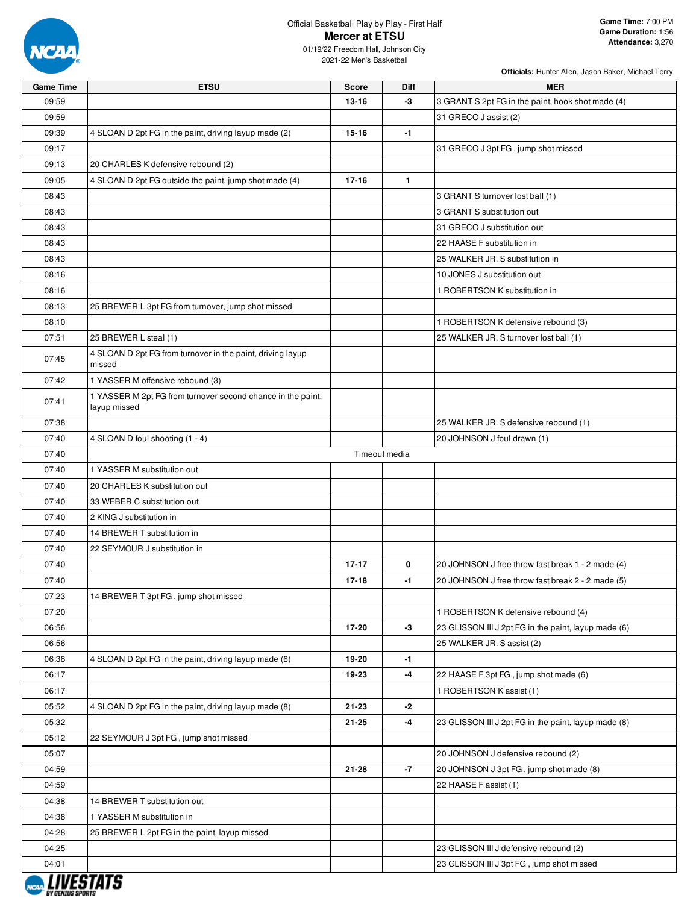Official Basketball Play by Play - First Half

# Mercer at ETSU

01/19/22 Freedom Hall, Johnson City
2021-22 Men's Basketball

**Game Time:** 7:00 PM
**Game Duration:** 1:56
**Attendance:** 3,270

**Officials:** Hunter Allen, Jason Baker, Michael Terry

| Game Time | ETSU | Score | Diff | MER |
|---|---|---|---|---|
| 09:59 | | 13-16 | -3 | 3 GRANT S 2pt FG in the paint, hook shot made (4) |
| 09:59 | | | | 31 GRECO J assist (2) |
| 09:39 | 4 SLOAN D 2pt FG in the paint, driving layup made (2) | 15-16 | -1 | |
| 09:17 | | | | 31 GRECO J 3pt FG , jump shot missed |
| 09:13 | 20 CHARLES K defensive rebound (2) | | | |
| 09:05 | 4 SLOAN D 2pt FG outside the paint, jump shot made (4) | 17-16 | 1 | |
| 08:43 | | | | 3 GRANT S turnover lost ball (1) |
| 08:43 | | | | 3 GRANT S substitution out |
| 08:43 | | | | 31 GRECO J substitution out |
| 08:43 | | | | 22 HAASE F substitution in |
| 08:43 | | | | 25 WALKER JR. S substitution in |
| 08:16 | | | | 10 JONES J substitution out |
| 08:16 | | | | 1 ROBERTSON K substitution in |
| 08:13 | 25 BREWER L 3pt FG from turnover, jump shot missed | | | |
| 08:10 | | | | 1 ROBERTSON K defensive rebound (3) |
| 07:51 | 25 BREWER L steal (1) | | | 25 WALKER JR. S turnover lost ball (1) |
| 07:45 | 4 SLOAN D 2pt FG from turnover in the paint, driving layup missed | | | |
| 07:42 | 1 YASSER M offensive rebound (3) | | | |
| 07:41 | 1 YASSER M 2pt FG from turnover second chance in the paint, layup missed | | | |
| 07:38 | | | | 25 WALKER JR. S defensive rebound (1) |
| 07:40 | 4 SLOAN D foul shooting (1 - 4) | | | 20 JOHNSON J foul drawn (1) |
| 07:40 | | Timeout media | | |
| 07:40 | 1 YASSER M substitution out | | | |
| 07:40 | 20 CHARLES K substitution out | | | |
| 07:40 | 33 WEBER C substitution out | | | |
| 07:40 | 2 KING J substitution in | | | |
| 07:40 | 14 BREWER T substitution in | | | |
| 07:40 | 22 SEYMOUR J substitution in | | | |
| 07:40 | | 17-17 | 0 | 20 JOHNSON J free throw fast break 1 - 2 made (4) |
| 07:40 | | 17-18 | -1 | 20 JOHNSON J free throw fast break 2 - 2 made (5) |
| 07:23 | 14 BREWER T 3pt FG , jump shot missed | | | |
| 07:20 | | | | 1 ROBERTSON K defensive rebound (4) |
| 06:56 | | 17-20 | -3 | 23 GLISSON III J 2pt FG in the paint, layup made (6) |
| 06:56 | | | | 25 WALKER JR. S assist (2) |
| 06:38 | 4 SLOAN D 2pt FG in the paint, driving layup made (6) | 19-20 | -1 | |
| 06:17 | | 19-23 | -4 | 22 HAASE F 3pt FG , jump shot made (6) |
| 06:17 | | | | 1 ROBERTSON K assist (1) |
| 05:52 | 4 SLOAN D 2pt FG in the paint, driving layup made (8) | 21-23 | -2 | |
| 05:32 | | 21-25 | -4 | 23 GLISSON III J 2pt FG in the paint, layup made (8) |
| 05:12 | 22 SEYMOUR J 3pt FG , jump shot missed | | | |
| 05:07 | | | | 20 JOHNSON J defensive rebound (2) |
| 04:59 | | 21-28 | -7 | 20 JOHNSON J 3pt FG , jump shot made (8) |
| 04:59 | | | | 22 HAASE F assist (1) |
| 04:38 | 14 BREWER T substitution out | | | |
| 04:38 | 1 YASSER M substitution in | | | |
| 04:28 | 25 BREWER L 2pt FG in the paint, layup missed | | | |
| 04:25 | | | | 23 GLISSON III J defensive rebound (2) |
| 04:01 | | | | 23 GLISSON III J 3pt FG , jump shot missed |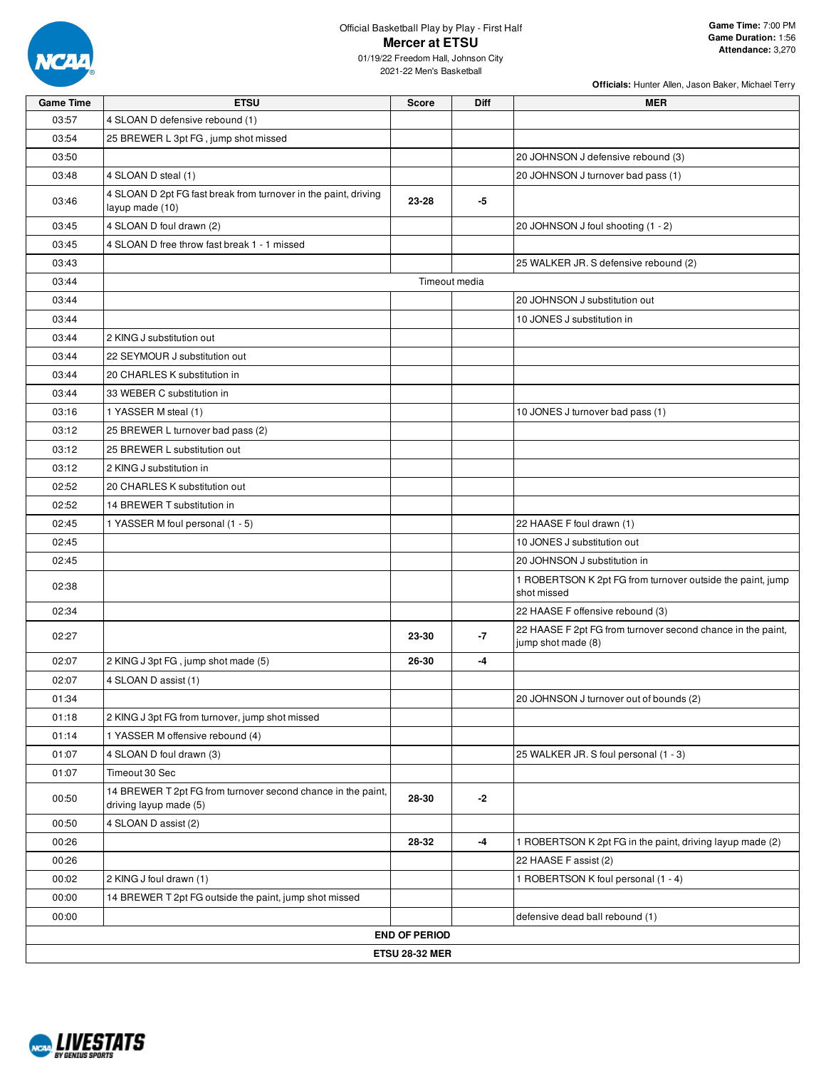Official Basketball Play by Play - First Half

# Mercer at ETSU

01/19/22 Freedom Hall, Johnson City
2021-22 Men's Basketball

**Game Time:** 7:00 PM
**Game Duration:** 1:56
**Attendance:** 3,270

**Officials:** Hunter Allen, Jason Baker, Michael Terry

| Game Time | ETSU | Score | Diff | MER |
|---|---|---|---|---|
| 03:57 | 4 SLOAN D defensive rebound (1) | | | |
| 03:54 | 25 BREWER L 3pt FG , jump shot missed | | | |
| 03:50 | | | | 20 JOHNSON J defensive rebound (3) |
| 03:48 | 4 SLOAN D steal (1) | | | 20 JOHNSON J turnover bad pass (1) |
| 03:46 | 4 SLOAN D 2pt FG fast break from turnover in the paint, driving layup made (10) | 23-28 | -5 | |
| 03:45 | 4 SLOAN D foul drawn (2) | | | 20 JOHNSON J foul shooting (1 - 2) |
| 03:45 | 4 SLOAN D free throw fast break 1 - 1 missed | | | |
| 03:43 | | | | 25 WALKER JR. S defensive rebound (2) |
| 03:44 | Timeout media | | | |
| 03:44 | | | | 20 JOHNSON J substitution out |
| 03:44 | | | | 10 JONES J substitution in |
| 03:44 | 2 KING J substitution out | | | |
| 03:44 | 22 SEYMOUR J substitution out | | | |
| 03:44 | 20 CHARLES K substitution in | | | |
| 03:44 | 33 WEBER C substitution in | | | |
| 03:16 | 1 YASSER M steal (1) | | | 10 JONES J turnover bad pass (1) |
| 03:12 | 25 BREWER L turnover bad pass (2) | | | |
| 03:12 | 25 BREWER L substitution out | | | |
| 03:12 | 2 KING J substitution in | | | |
| 02:52 | 20 CHARLES K substitution out | | | |
| 02:52 | 14 BREWER T substitution in | | | |
| 02:45 | 1 YASSER M foul personal (1 - 5) | | | 22 HAASE F foul drawn (1) |
| 02:45 | | | | 10 JONES J substitution out |
| 02:45 | | | | 20 JOHNSON J substitution in |
| 02:38 | | | | 1 ROBERTSON K 2pt FG from turnover outside the paint, jump shot missed |
| 02:34 | | | | 22 HAASE F offensive rebound (3) |
| 02:27 | | 23-30 | -7 | 22 HAASE F 2pt FG from turnover second chance in the paint, jump shot made (8) |
| 02:07 | 2 KING J 3pt FG , jump shot made (5) | 26-30 | -4 | |
| 02:07 | 4 SLOAN D assist (1) | | | |
| 01:34 | | | | 20 JOHNSON J turnover out of bounds (2) |
| 01:18 | 2 KING J 3pt FG from turnover, jump shot missed | | | |
| 01:14 | 1 YASSER M offensive rebound (4) | | | |
| 01:07 | 4 SLOAN D foul drawn (3) | | | 25 WALKER JR. S foul personal (1 - 3) |
| 01:07 | Timeout 30 Sec | | | |
| 00:50 | 14 BREWER T 2pt FG from turnover second chance in the paint, driving layup made (5) | 28-30 | -2 | |
| 00:50 | 4 SLOAN D assist (2) | | | |
| 00:26 | | 28-32 | -4 | 1 ROBERTSON K 2pt FG in the paint, driving layup made (2) |
| 00:26 | | | | 22 HAASE F assist (2) |
| 00:02 | 2 KING J foul drawn (1) | | | 1 ROBERTSON K foul personal (1 - 4) |
| 00:00 | 14 BREWER T 2pt FG outside the paint, jump shot missed | | | |
| 00:00 | | | | defensive dead ball rebound (1) |
| **END OF PERIOD** | | | | |
| **ETSU 28-32 MER** | | | | |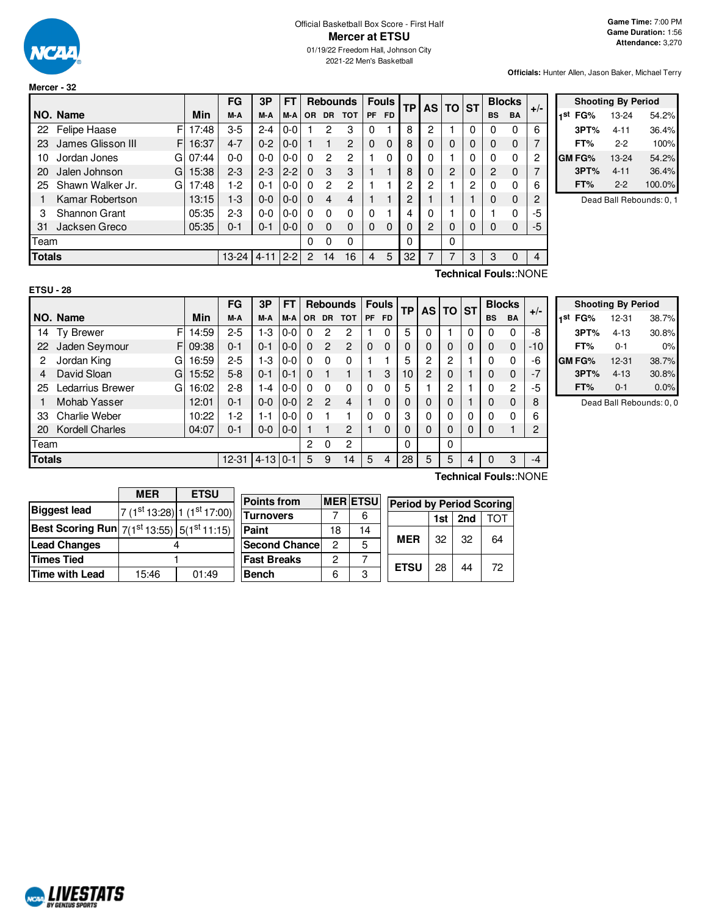# Official Basketball Box Score - First Half

## Mercer at ETSU

01/19/22 Freedom Hall, Johnson City

2021-22 Men's Basketball

**Game Time:** 7:00 PM
**Game Duration:** 1:56
**Attendance:** 3,270

**Officials:** Hunter Allen, Jason Baker, Michael Terry

### Mercer - 32

| NO. | Name | | Min | FG M-A | 3P M-A | FT M-A | Rebounds OR | DR | TOT | Fouls PF | FD | TP | AS | TO | ST | Blocks BS | BA | +/- |
|---|---|---|---|---|---|---|---|---|---|---|---|---|---|---|---|---|---|---|
| 22 | Felipe Haase | F | 17:48 | 3-5 | 2-4 | 0-0 | 1 | 2 | 3 | 0 | 1 | 8 | 2 | 1 | 0 | 0 | 0 | 6 |
| 23 | James Glisson III | F | 16:37 | 4-7 | 0-2 | 0-0 | 1 | 1 | 2 | 0 | 0 | 8 | 0 | 0 | 0 | 0 | 0 | 7 |
| 10 | Jordan Jones | G | 07:44 | 0-0 | 0-0 | 0-0 | 0 | 2 | 2 | 1 | 0 | 0 | 0 | 1 | 0 | 0 | 0 | 2 |
| 20 | Jalen Johnson | G | 15:38 | 2-3 | 2-3 | 2-2 | 0 | 3 | 3 | 1 | 1 | 8 | 0 | 2 | 0 | 2 | 0 | 7 |
| 25 | Shawn Walker Jr. | G | 17:48 | 1-2 | 0-1 | 0-0 | 0 | 2 | 2 | 1 | 1 | 2 | 2 | 1 | 2 | 0 | 0 | 6 |
| 1 | Kamar Robertson | | 13:15 | 1-3 | 0-0 | 0-0 | 0 | 4 | 4 | 1 | 1 | 2 | 1 | 1 | 1 | 0 | 0 | 2 |
| 3 | Shannon Grant | | 05:35 | 2-3 | 0-0 | 0-0 | 0 | 0 | 0 | 0 | 1 | 4 | 0 | 1 | 0 | 1 | 0 | -5 |
| 31 | Jacksen Greco | | 05:35 | 0-1 | 0-1 | 0-0 | 0 | 0 | 0 | 0 | 0 | 0 | 2 | 0 | 0 | 0 | 0 | -5 |
| | Team | | | | | | 0 | 0 | 0 | | | 0 | | 0 | | | | |
| | **Totals** | | | 13-24 | 4-11 | 2-2 | 2 | 14 | 16 | 4 | 5 | 32 | 7 | 7 | 3 | 3 | 0 | 4 |

**Technical Fouls:**:NONE

| Shooting By Period | | |
|---|---|---|
| 1st FG% | 13-24 | 54.2% |
| 3PT% | 4-11 | 36.4% |
| FT% | 2-2 | 100% |
| GM FG% | 13-24 | 54.2% |
| 3PT% | 4-11 | 36.4% |
| FT% | 2-2 | 100.0% |

Dead Ball Rebounds: 0, 1

### ETSU - 28

| NO. | Name | | Min | FG M-A | 3P M-A | FT M-A | Rebounds OR | DR | TOT | Fouls PF | FD | TP | AS | TO | ST | Blocks BS | BA | +/- |
|---|---|---|---|---|---|---|---|---|---|---|---|---|---|---|---|---|---|---|
| 14 | Ty Brewer | F | 14:59 | 2-5 | 1-3 | 0-0 | 0 | 2 | 2 | 1 | 0 | 5 | 0 | 1 | 0 | 0 | 0 | -8 |
| 22 | Jaden Seymour | F | 09:38 | 0-1 | 0-1 | 0-0 | 0 | 2 | 2 | 0 | 0 | 0 | 0 | 0 | 0 | 0 | 0 | -10 |
| 2 | Jordan King | G | 16:59 | 2-5 | 1-3 | 0-0 | 0 | 0 | 0 | 1 | 1 | 5 | 2 | 2 | 1 | 0 | 0 | -6 |
| 4 | David Sloan | G | 15:52 | 5-8 | 0-1 | 0-1 | 0 | 1 | 1 | 1 | 3 | 10 | 2 | 0 | 1 | 0 | 0 | -7 |
| 25 | Ledarrius Brewer | G | 16:02 | 2-8 | 1-4 | 0-0 | 0 | 0 | 0 | 0 | 0 | 5 | 1 | 2 | 1 | 0 | 2 | -5 |
| 1 | Mohab Yasser | | 12:01 | 0-1 | 0-0 | 0-0 | 2 | 2 | 4 | 1 | 0 | 0 | 0 | 0 | 1 | 0 | 0 | 8 |
| 33 | Charlie Weber | | 10:22 | 1-2 | 1-1 | 0-0 | 0 | 1 | 1 | 0 | 0 | 3 | 0 | 0 | 0 | 0 | 0 | 6 |
| 20 | Kordell Charles | | 04:07 | 0-1 | 0-0 | 0-0 | 1 | 1 | 2 | 1 | 0 | 0 | 0 | 0 | 0 | 0 | 1 | 2 |
| | Team | | | | | | 2 | 0 | 2 | | | 0 | | 0 | | | | |
| | **Totals** | | | 12-31 | 4-13 | 0-1 | 5 | 9 | 14 | 5 | 4 | 28 | 5 | 5 | 4 | 0 | 3 | -4 |

**Technical Fouls:**:NONE

| Shooting By Period | | |
|---|---|---|
| 1st FG% | 12-31 | 38.7% |
| 3PT% | 4-13 | 30.8% |
| FT% | 0-1 | 0% |
| GM FG% | 12-31 | 38.7% |
| 3PT% | 4-13 | 30.8% |
| FT% | 0-1 | 0.0% |

Dead Ball Rebounds: 0, 0

| | MER | ETSU |
|---|---|---|
| **Biggest lead** | 7 (1st 13:28) | 1 (1st 17:00) |
| **Best Scoring Run** | 7(1st 13:55) | 5(1st 11:15) |
| **Lead Changes** | 4 | |
| **Times Tied** | 1 | |
| **Time with Lead** | 15:46 | 01:49 |

| Points from | MER | ETSU |
|---|---|---|
| Turnovers | 7 | 6 |
| Paint | 18 | 14 |
| Second Chance | 2 | 5 |
| Fast Breaks | 2 | 7 |
| Bench | 6 | 3 |

| Period by Period Scoring | 1st | 2nd | TOT |
|---|---|---|---|
| MER | 32 | 32 | 64 |
| ETSU | 28 | 44 | 72 |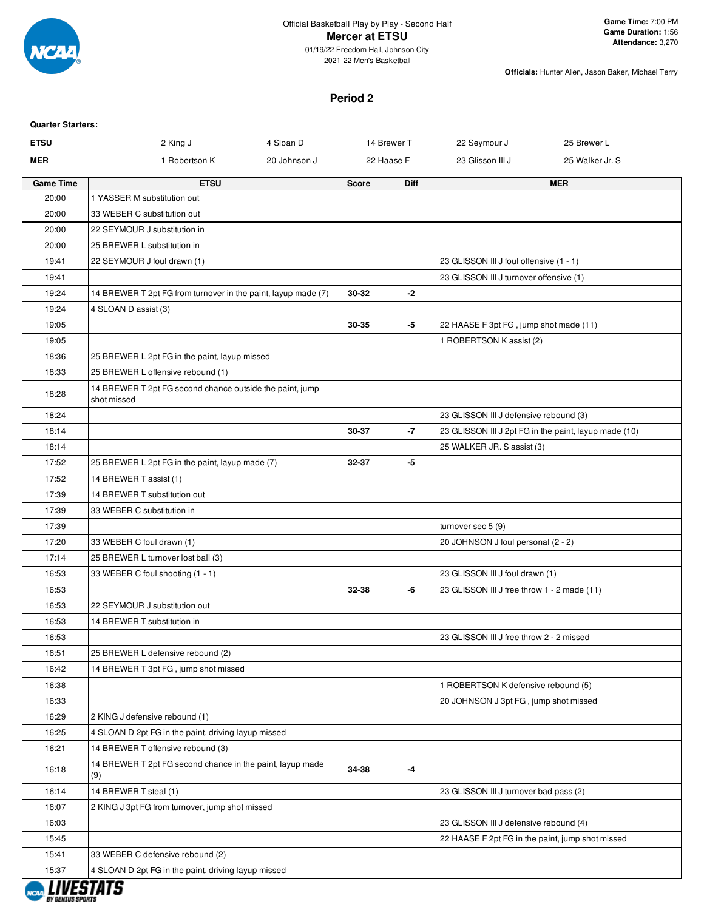Official Basketball Play by Play - Second Half

**Mercer at ETSU**

01/19/22 Freedom Hall, Johnson City

2021-22 Men's Basketball

**Game Time:** 7:00 PM
**Game Duration:** 1:56
**Attendance:** 3,270

**Officials:** Hunter Allen, Jason Baker, Michael Terry

## Period 2

**Quarter Starters:**

| | | | | | |
|---|---|---|---|---|---|
| **ETSU** | 2 King J | 4 Sloan D | 14 Brewer T | 22 Seymour J | 25 Brewer L |
| **MER** | 1 Robertson K | 20 Johnson J | 22 Haase F | 23 Glisson III J | 25 Walker Jr. S |

| Game Time | ETSU | Score | Diff | MER |
|---|---|---|---|---|
| 20:00 | 1 YASSER M substitution out | | | |
| 20:00 | 33 WEBER C substitution out | | | |
| 20:00 | 22 SEYMOUR J substitution in | | | |
| 20:00 | 25 BREWER L substitution in | | | |
| 19:41 | 22 SEYMOUR J foul drawn (1) | | | 23 GLISSON III J foul offensive (1 - 1) |
| 19:41 | | | | 23 GLISSON III J turnover offensive (1) |
| 19:24 | 14 BREWER T 2pt FG from turnover in the paint, layup made (7) | 30-32 | -2 | |
| 19:24 | 4 SLOAN D assist (3) | | | |
| 19:05 | | 30-35 | -5 | 22 HAASE F 3pt FG , jump shot made (11) |
| 19:05 | | | | 1 ROBERTSON K assist (2) |
| 18:36 | 25 BREWER L 2pt FG in the paint, layup missed | | | |
| 18:33 | 25 BREWER L offensive rebound (1) | | | |
| 18:28 | 14 BREWER T 2pt FG second chance outside the paint, jump shot missed | | | |
| 18:24 | | | | 23 GLISSON III J defensive rebound (3) |
| 18:14 | | 30-37 | -7 | 23 GLISSON III J 2pt FG in the paint, layup made (10) |
| 18:14 | | | | 25 WALKER JR. S assist (3) |
| 17:52 | 25 BREWER L 2pt FG in the paint, layup made (7) | 32-37 | -5 | |
| 17:52 | 14 BREWER T assist (1) | | | |
| 17:39 | 14 BREWER T substitution out | | | |
| 17:39 | 33 WEBER C substitution in | | | |
| 17:39 | | | | turnover sec 5 (9) |
| 17:20 | 33 WEBER C foul drawn (1) | | | 20 JOHNSON J foul personal (2 - 2) |
| 17:14 | 25 BREWER L turnover lost ball (3) | | | |
| 16:53 | 33 WEBER C foul shooting (1 - 1) | | | 23 GLISSON III J foul drawn (1) |
| 16:53 | | 32-38 | -6 | 23 GLISSON III J free throw 1 - 2 made (11) |
| 16:53 | 22 SEYMOUR J substitution out | | | |
| 16:53 | 14 BREWER T substitution in | | | |
| 16:53 | | | | 23 GLISSON III J free throw 2 - 2 missed |
| 16:51 | 25 BREWER L defensive rebound (2) | | | |
| 16:42 | 14 BREWER T 3pt FG , jump shot missed | | | |
| 16:38 | | | | 1 ROBERTSON K defensive rebound (5) |
| 16:33 | | | | 20 JOHNSON J 3pt FG , jump shot missed |
| 16:29 | 2 KING J defensive rebound (1) | | | |
| 16:25 | 4 SLOAN D 2pt FG in the paint, driving layup missed | | | |
| 16:21 | 14 BREWER T offensive rebound (3) | | | |
| 16:18 | 14 BREWER T 2pt FG second chance in the paint, layup made (9) | 34-38 | -4 | |
| 16:14 | 14 BREWER T steal (1) | | | 23 GLISSON III J turnover bad pass (2) |
| 16:07 | 2 KING J 3pt FG from turnover, jump shot missed | | | |
| 16:03 | | | | 23 GLISSON III J defensive rebound (4) |
| 15:45 | | | | 22 HAASE F 2pt FG in the paint, jump shot missed |
| 15:41 | 33 WEBER C defensive rebound (2) | | | |
| 15:37 | 4 SLOAN D 2pt FG in the paint, driving layup missed | | | |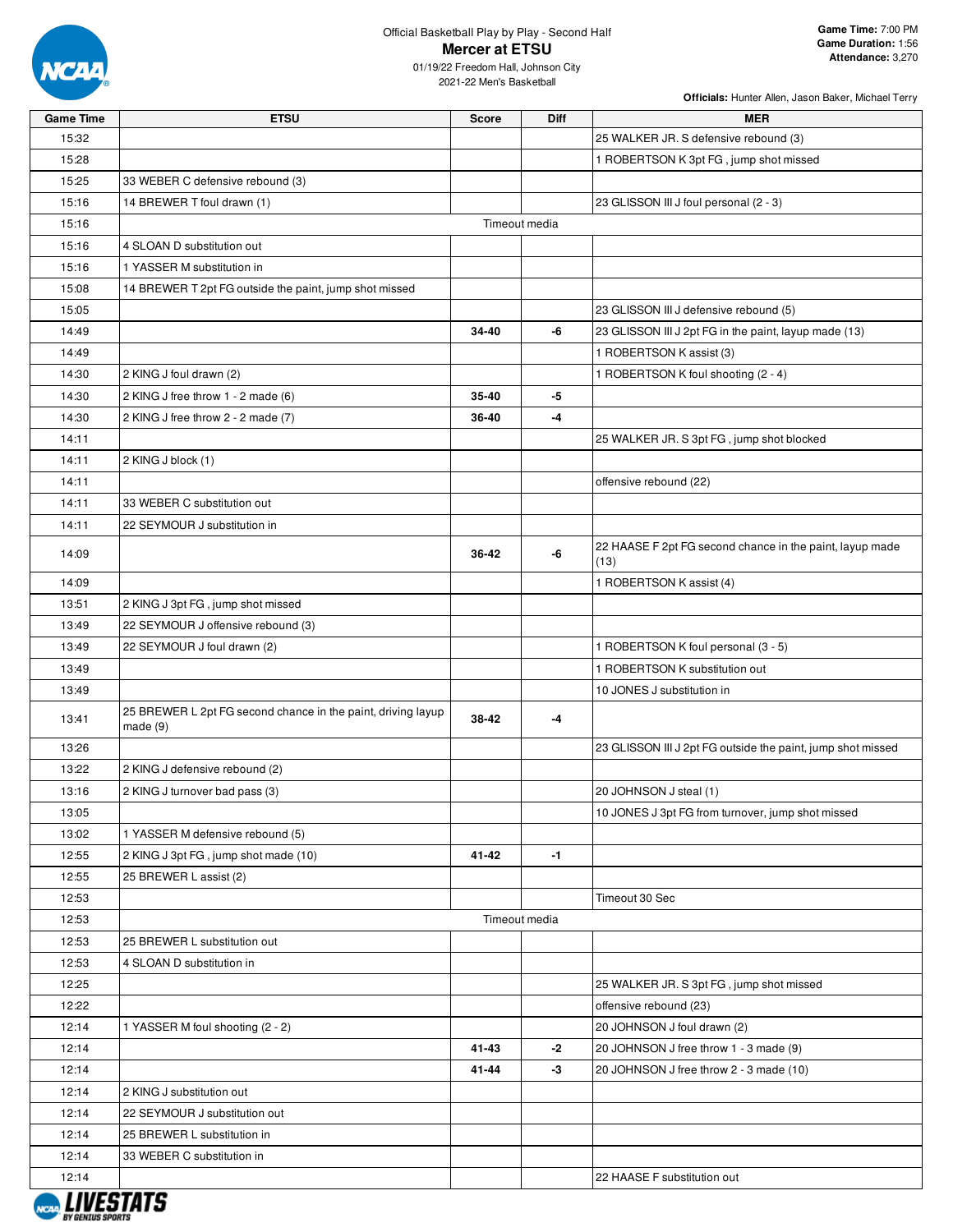Official Basketball Play by Play - Second Half

# Mercer at ETSU

01/19/22 Freedom Hall, Johnson City
2021-22 Men's Basketball

**Game Time:** 7:00 PM
**Game Duration:** 1:56
**Attendance:** 3,270

**Officials:** Hunter Allen, Jason Baker, Michael Terry

| Game Time | ETSU | Score | Diff | MER |
|---|---|---|---|---|
| 15:32 | | | | 25 WALKER JR. S defensive rebound (3) |
| 15:28 | | | | 1 ROBERTSON K 3pt FG , jump shot missed |
| 15:25 | 33 WEBER C defensive rebound (3) | | | |
| 15:16 | 14 BREWER T foul drawn (1) | | | 23 GLISSON III J foul personal (2 - 3) |
| 15:16 | Timeout media | | | |
| 15:16 | 4 SLOAN D substitution out | | | |
| 15:16 | 1 YASSER M substitution in | | | |
| 15:08 | 14 BREWER T 2pt FG outside the paint, jump shot missed | | | |
| 15:05 | | | | 23 GLISSON III J defensive rebound (5) |
| 14:49 | | **34-40** | **-6** | 23 GLISSON III J 2pt FG in the paint, layup made (13) |
| 14:49 | | | | 1 ROBERTSON K assist (3) |
| 14:30 | 2 KING J foul drawn (2) | | | 1 ROBERTSON K foul shooting (2 - 4) |
| 14:30 | 2 KING J free throw 1 - 2 made (6) | **35-40** | **-5** | |
| 14:30 | 2 KING J free throw 2 - 2 made (7) | **36-40** | **-4** | |
| 14:11 | | | | 25 WALKER JR. S 3pt FG , jump shot blocked |
| 14:11 | 2 KING J block (1) | | | |
| 14:11 | | | | offensive rebound (22) |
| 14:11 | 33 WEBER C substitution out | | | |
| 14:11 | 22 SEYMOUR J substitution in | | | |
| 14:09 | | **36-42** | **-6** | 22 HAASE F 2pt FG second chance in the paint, layup made (13) |
| 14:09 | | | | 1 ROBERTSON K assist (4) |
| 13:51 | 2 KING J 3pt FG , jump shot missed | | | |
| 13:49 | 22 SEYMOUR J offensive rebound (3) | | | |
| 13:49 | 22 SEYMOUR J foul drawn (2) | | | 1 ROBERTSON K foul personal (3 - 5) |
| 13:49 | | | | 1 ROBERTSON K substitution out |
| 13:49 | | | | 10 JONES J substitution in |
| 13:41 | 25 BREWER L 2pt FG second chance in the paint, driving layup made (9) | **38-42** | **-4** | |
| 13:26 | | | | 23 GLISSON III J 2pt FG outside the paint, jump shot missed |
| 13:22 | 2 KING J defensive rebound (2) | | | |
| 13:16 | 2 KING J turnover bad pass (3) | | | 20 JOHNSON J steal (1) |
| 13:05 | | | | 10 JONES J 3pt FG from turnover, jump shot missed |
| 13:02 | 1 YASSER M defensive rebound (5) | | | |
| 12:55 | 2 KING J 3pt FG , jump shot made (10) | **41-42** | **-1** | |
| 12:55 | 25 BREWER L assist (2) | | | |
| 12:53 | | | | Timeout 30 Sec |
| 12:53 | Timeout media | | | |
| 12:53 | 25 BREWER L substitution out | | | |
| 12:53 | 4 SLOAN D substitution in | | | |
| 12:25 | | | | 25 WALKER JR. S 3pt FG , jump shot missed |
| 12:22 | | | | offensive rebound (23) |
| 12:14 | 1 YASSER M foul shooting (2 - 2) | | | 20 JOHNSON J foul drawn (2) |
| 12:14 | | **41-43** | **-2** | 20 JOHNSON J free throw 1 - 3 made (9) |
| 12:14 | | **41-44** | **-3** | 20 JOHNSON J free throw 2 - 3 made (10) |
| 12:14 | 2 KING J substitution out | | | |
| 12:14 | 22 SEYMOUR J substitution out | | | |
| 12:14 | 25 BREWER L substitution in | | | |
| 12:14 | 33 WEBER C substitution in | | | |
| 12:14 | | | | 22 HAASE F substitution out |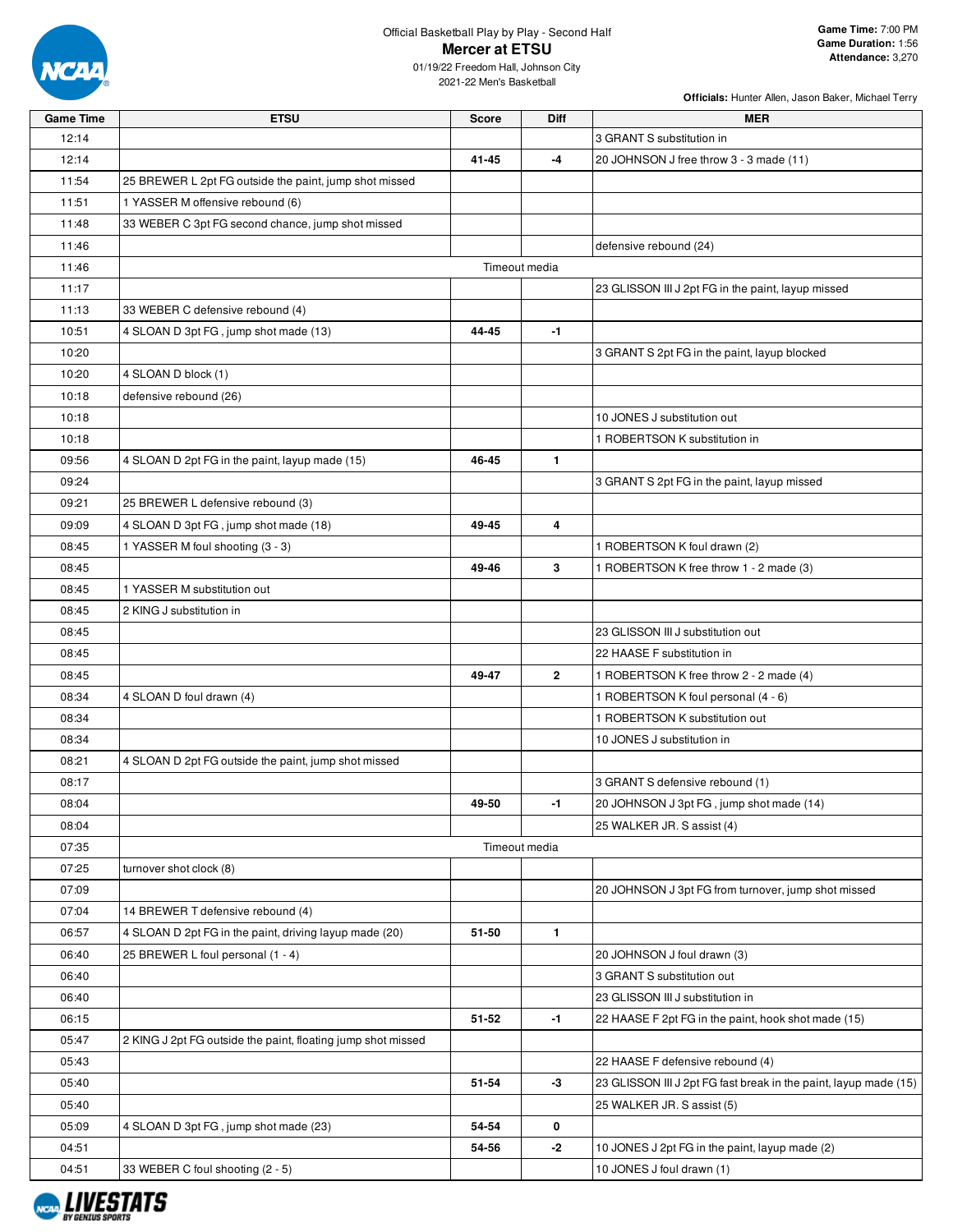Official Basketball Play by Play - Second Half

# Mercer at ETSU

01/19/22 Freedom Hall, Johnson City
2021-22 Men's Basketball

**Game Time:** 7:00 PM
**Game Duration:** 1:56
**Attendance:** 3,270

**Officials:** Hunter Allen, Jason Baker, Michael Terry

| Game Time | ETSU | Score | Diff | MER |
|---|---|---|---|---|
| 12:14 | | | | 3 GRANT S substitution in |
| 12:14 | | 41-45 | -4 | 20 JOHNSON J free throw 3 - 3 made (11) |
| 11:54 | 25 BREWER L 2pt FG outside the paint, jump shot missed | | | |
| 11:51 | 1 YASSER M offensive rebound (6) | | | |
| 11:48 | 33 WEBER C 3pt FG second chance, jump shot missed | | | |
| 11:46 | | | | defensive rebound (24) |
| 11:46 | Timeout media | | | |
| 11:17 | | | | 23 GLISSON III J 2pt FG in the paint, layup missed |
| 11:13 | 33 WEBER C defensive rebound (4) | | | |
| 10:51 | 4 SLOAN D 3pt FG , jump shot made (13) | 44-45 | -1 | |
| 10:20 | | | | 3 GRANT S 2pt FG in the paint, layup blocked |
| 10:20 | 4 SLOAN D block (1) | | | |
| 10:18 | defensive rebound (26) | | | |
| 10:18 | | | | 10 JONES J substitution out |
| 10:18 | | | | 1 ROBERTSON K substitution in |
| 09:56 | 4 SLOAN D 2pt FG in the paint, layup made (15) | 46-45 | 1 | |
| 09:24 | | | | 3 GRANT S 2pt FG in the paint, layup missed |
| 09:21 | 25 BREWER L defensive rebound (3) | | | |
| 09:09 | 4 SLOAN D 3pt FG , jump shot made (18) | 49-45 | 4 | |
| 08:45 | 1 YASSER M foul shooting (3 - 3) | | | 1 ROBERTSON K foul drawn (2) |
| 08:45 | | 49-46 | 3 | 1 ROBERTSON K free throw 1 - 2 made (3) |
| 08:45 | 1 YASSER M substitution out | | | |
| 08:45 | 2 KING J substitution in | | | |
| 08:45 | | | | 23 GLISSON III J substitution out |
| 08:45 | | | | 22 HAASE F substitution in |
| 08:45 | | 49-47 | 2 | 1 ROBERTSON K free throw 2 - 2 made (4) |
| 08:34 | 4 SLOAN D foul drawn (4) | | | 1 ROBERTSON K foul personal (4 - 6) |
| 08:34 | | | | 1 ROBERTSON K substitution out |
| 08:34 | | | | 10 JONES J substitution in |
| 08:21 | 4 SLOAN D 2pt FG outside the paint, jump shot missed | | | |
| 08:17 | | | | 3 GRANT S defensive rebound (1) |
| 08:04 | | 49-50 | -1 | 20 JOHNSON J 3pt FG , jump shot made (14) |
| 08:04 | | | | 25 WALKER JR. S assist (4) |
| 07:35 | Timeout media | | | |
| 07:25 | turnover shot clock (8) | | | |
| 07:09 | | | | 20 JOHNSON J 3pt FG from turnover, jump shot missed |
| 07:04 | 14 BREWER T defensive rebound (4) | | | |
| 06:57 | 4 SLOAN D 2pt FG in the paint, driving layup made (20) | 51-50 | 1 | |
| 06:40 | 25 BREWER L foul personal (1 - 4) | | | 20 JOHNSON J foul drawn (3) |
| 06:40 | | | | 3 GRANT S substitution out |
| 06:40 | | | | 23 GLISSON III J substitution in |
| 06:15 | | 51-52 | -1 | 22 HAASE F 2pt FG in the paint, hook shot made (15) |
| 05:47 | 2 KING J 2pt FG outside the paint, floating jump shot missed | | | |
| 05:43 | | | | 22 HAASE F defensive rebound (4) |
| 05:40 | | 51-54 | -3 | 23 GLISSON III J 2pt FG fast break in the paint, layup made (15) |
| 05:40 | | | | 25 WALKER JR. S assist (5) |
| 05:09 | 4 SLOAN D 3pt FG , jump shot made (23) | 54-54 | 0 | |
| 04:51 | | 54-56 | -2 | 10 JONES J 2pt FG in the paint, layup made (2) |
| 04:51 | 33 WEBER C foul shooting (2 - 5) | | | 10 JONES J foul drawn (1) |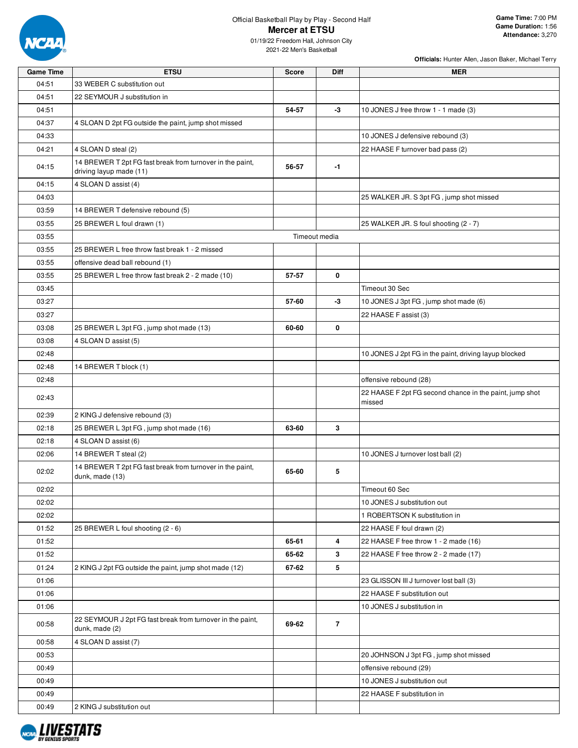Official Basketball Play by Play - Second Half

# Mercer at ETSU

01/19/22 Freedom Hall, Johnson City
2021-22 Men's Basketball

**Game Time:** 7:00 PM
**Game Duration:** 1:56
**Attendance:** 3,270

**Officials:** Hunter Allen, Jason Baker, Michael Terry

| Game Time | ETSU | Score | Diff | MER |
|---|---|---|---|---|
| 04:51 | 33 WEBER C substitution out | | | |
| 04:51 | 22 SEYMOUR J substitution in | | | |
| 04:51 | | 54-57 | -3 | 10 JONES J free throw 1 - 1 made (3) |
| 04:37 | 4 SLOAN D 2pt FG outside the paint, jump shot missed | | | |
| 04:33 | | | | 10 JONES J defensive rebound (3) |
| 04:21 | 4 SLOAN D steal (2) | | | 22 HAASE F turnover bad pass (2) |
| 04:15 | 14 BREWER T 2pt FG fast break from turnover in the paint, driving layup made (11) | 56-57 | -1 | |
| 04:15 | 4 SLOAN D assist (4) | | | |
| 04:03 | | | | 25 WALKER JR. S 3pt FG , jump shot missed |
| 03:59 | 14 BREWER T defensive rebound (5) | | | |
| 03:55 | 25 BREWER L foul drawn (1) | | | 25 WALKER JR. S foul shooting (2 - 7) |
| 03:55 | Timeout media | | | |
| 03:55 | 25 BREWER L free throw fast break 1 - 2 missed | | | |
| 03:55 | offensive dead ball rebound (1) | | | |
| 03:55 | 25 BREWER L free throw fast break 2 - 2 made (10) | 57-57 | 0 | |
| 03:45 | | | | Timeout 30 Sec |
| 03:27 | | 57-60 | -3 | 10 JONES J 3pt FG , jump shot made (6) |
| 03:27 | | | | 22 HAASE F assist (3) |
| 03:08 | 25 BREWER L 3pt FG , jump shot made (13) | 60-60 | 0 | |
| 03:08 | 4 SLOAN D assist (5) | | | |
| 02:48 | | | | 10 JONES J 2pt FG in the paint, driving layup blocked |
| 02:48 | 14 BREWER T block (1) | | | |
| 02:48 | | | | offensive rebound (28) |
| 02:43 | | | | 22 HAASE F 2pt FG second chance in the paint, jump shot missed |
| 02:39 | 2 KING J defensive rebound (3) | | | |
| 02:18 | 25 BREWER L 3pt FG , jump shot made (16) | 63-60 | 3 | |
| 02:18 | 4 SLOAN D assist (6) | | | |
| 02:06 | 14 BREWER T steal (2) | | | 10 JONES J turnover lost ball (2) |
| 02:02 | 14 BREWER T 2pt FG fast break from turnover in the paint, dunk, made (13) | 65-60 | 5 | |
| 02:02 | | | | Timeout 60 Sec |
| 02:02 | | | | 10 JONES J substitution out |
| 02:02 | | | | 1 ROBERTSON K substitution in |
| 01:52 | 25 BREWER L foul shooting (2 - 6) | | | 22 HAASE F foul drawn (2) |
| 01:52 | | 65-61 | 4 | 22 HAASE F free throw 1 - 2 made (16) |
| 01:52 | | 65-62 | 3 | 22 HAASE F free throw 2 - 2 made (17) |
| 01:24 | 2 KING J 2pt FG outside the paint, jump shot made (12) | 67-62 | 5 | |
| 01:06 | | | | 23 GLISSON III J turnover lost ball (3) |
| 01:06 | | | | 22 HAASE F substitution out |
| 01:06 | | | | 10 JONES J substitution in |
| 00:58 | 22 SEYMOUR J 2pt FG fast break from turnover in the paint, dunk, made (2) | 69-62 | 7 | |
| 00:58 | 4 SLOAN D assist (7) | | | |
| 00:53 | | | | 20 JOHNSON J 3pt FG , jump shot missed |
| 00:49 | | | | offensive rebound (29) |
| 00:49 | | | | 10 JONES J substitution out |
| 00:49 | | | | 22 HAASE F substitution in |
| 00:49 | 2 KING J substitution out | | | |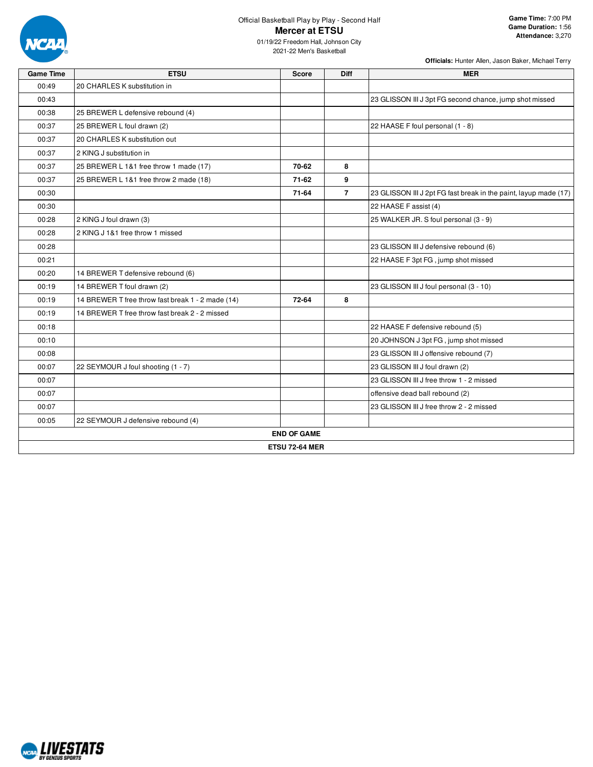Official Basketball Play by Play - Second Half

# Mercer at ETSU

01/19/22 Freedom Hall, Johnson City
2021-22 Men's Basketball

**Game Time:** 7:00 PM
**Game Duration:** 1:56
**Attendance:** 3,270

**Officials:** Hunter Allen, Jason Baker, Michael Terry

| Game Time | ETSU | Score | Diff | MER |
|---|---|---|---|---|
| 00:49 | 20 CHARLES K substitution in | | | |
| 00:43 | | | | 23 GLISSON III J 3pt FG second chance, jump shot missed |
| 00:38 | 25 BREWER L defensive rebound (4) | | | |
| 00:37 | 25 BREWER L foul drawn (2) | | | 22 HAASE F foul personal (1 - 8) |
| 00:37 | 20 CHARLES K substitution out | | | |
| 00:37 | 2 KING J substitution in | | | |
| 00:37 | 25 BREWER L 1&1 free throw 1 made (17) | **70-62** | **8** | |
| 00:37 | 25 BREWER L 1&1 free throw 2 made (18) | **71-62** | **9** | |
| 00:30 | | **71-64** | **7** | 23 GLISSON III J 2pt FG fast break in the paint, layup made (17) |
| 00:30 | | | | 22 HAASE F assist (4) |
| 00:28 | 2 KING J foul drawn (3) | | | 25 WALKER JR. S foul personal (3 - 9) |
| 00:28 | 2 KING J 1&1 free throw 1 missed | | | |
| 00:28 | | | | 23 GLISSON III J defensive rebound (6) |
| 00:21 | | | | 22 HAASE F 3pt FG , jump shot missed |
| 00:20 | 14 BREWER T defensive rebound (6) | | | |
| 00:19 | 14 BREWER T foul drawn (2) | | | 23 GLISSON III J foul personal (3 - 10) |
| 00:19 | 14 BREWER T free throw fast break 1 - 2 made (14) | **72-64** | **8** | |
| 00:19 | 14 BREWER T free throw fast break 2 - 2 missed | | | |
| 00:18 | | | | 22 HAASE F defensive rebound (5) |
| 00:10 | | | | 20 JOHNSON J 3pt FG , jump shot missed |
| 00:08 | | | | 23 GLISSON III J offensive rebound (7) |
| 00:07 | 22 SEYMOUR J foul shooting (1 - 7) | | | 23 GLISSON III J foul drawn (2) |
| 00:07 | | | | 23 GLISSON III J free throw 1 - 2 missed |
| 00:07 | | | | offensive dead ball rebound (2) |
| 00:07 | | | | 23 GLISSON III J free throw 2 - 2 missed |
| 00:05 | 22 SEYMOUR J defensive rebound (4) | | | |

**END OF GAME**

**ETSU 72-64 MER**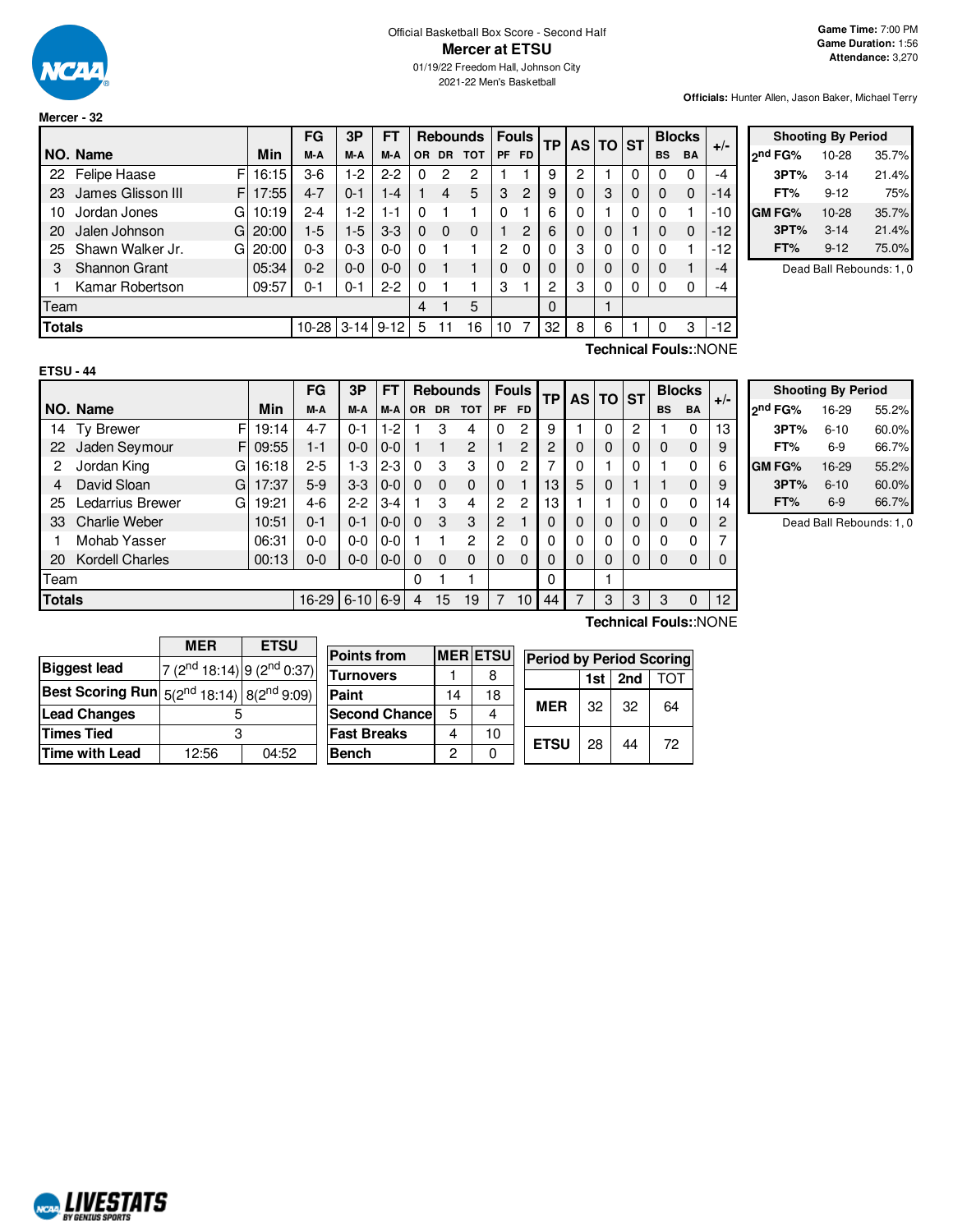# Official Basketball Box Score - Second Half

## Mercer at ETSU

01/19/22 Freedom Hall, Johnson City

2021-22 Men's Basketball

**Game Time:** 7:00 PM
**Game Duration:** 1:56
**Attendance:** 3,270

**Officials:** Hunter Allen, Jason Baker, Michael Terry

### Mercer - 32

| NO. | Name | | Min | FG M-A | 3P M-A | FT M-A | OR | DR | TOT | PF | FD | TP | AS | TO | ST | BS | BA | +/- |
|---|---|---|---|---|---|---|---|---|---|---|---|---|---|---|---|---|---|---|
| 22 | Felipe Haase | F | 16:15 | 3-6 | 1-2 | 2-2 | 0 | 2 | 2 | 1 | 1 | 9 | 2 | 1 | 0 | 0 | 0 | -4 |
| 23 | James Glisson III | F | 17:55 | 4-7 | 0-1 | 1-4 | 1 | 4 | 5 | 3 | 2 | 9 | 0 | 3 | 0 | 0 | 0 | -14 |
| 10 | Jordan Jones | G | 10:19 | 2-4 | 1-2 | 1-1 | 0 | 1 | 1 | 0 | 1 | 6 | 0 | 1 | 0 | 0 | 1 | -10 |
| 20 | Jalen Johnson | G | 20:00 | 1-5 | 1-5 | 3-3 | 0 | 0 | 0 | 1 | 2 | 6 | 0 | 0 | 1 | 0 | 0 | -12 |
| 25 | Shawn Walker Jr. | G | 20:00 | 0-3 | 0-3 | 0-0 | 0 | 1 | 1 | 2 | 0 | 0 | 3 | 0 | 0 | 0 | 1 | -12 |
| 3 | Shannon Grant | | 05:34 | 0-2 | 0-0 | 0-0 | 0 | 1 | 1 | 0 | 0 | 0 | 0 | 0 | 0 | 0 | 1 | -4 |
| 1 | Kamar Robertson | | 09:57 | 0-1 | 0-1 | 2-2 | 0 | 1 | 1 | 3 | 1 | 2 | 3 | 0 | 0 | 0 | 0 | -4 |
| | Team | | | | | | 4 | 1 | 5 | | | 0 | | 1 | | | | |
| | **Totals** | | | 10-28 | 3-14 | 9-12 | 5 | 11 | 16 | 10 | 7 | 32 | 8 | 6 | 1 | 0 | 3 | -12 |

Technical Fouls::NONE

| Shooting By Period | | |
|---|---|---|
| 2nd FG% | 10-28 | 35.7% |
| 3PT% | 3-14 | 21.4% |
| FT% | 9-12 | 75% |
| GM FG% | 10-28 | 35.7% |
| 3PT% | 3-14 | 21.4% |
| FT% | 9-12 | 75.0% |

Dead Ball Rebounds: 1, 0

### ETSU - 44

| NO. | Name | | Min | FG M-A | 3P M-A | FT M-A | OR | DR | TOT | PF | FD | TP | AS | TO | ST | BS | BA | +/- |
|---|---|---|---|---|---|---|---|---|---|---|---|---|---|---|---|---|---|---|
| 14 | Ty Brewer | F | 19:14 | 4-7 | 0-1 | 1-2 | 1 | 3 | 4 | 0 | 2 | 9 | 1 | 0 | 2 | 1 | 0 | 13 |
| 22 | Jaden Seymour | F | 09:55 | 1-1 | 0-0 | 0-0 | 1 | 1 | 2 | 1 | 2 | 2 | 0 | 0 | 0 | 0 | 0 | 9 |
| 2 | Jordan King | G | 16:18 | 2-5 | 1-3 | 2-3 | 0 | 3 | 3 | 0 | 2 | 7 | 0 | 1 | 0 | 1 | 0 | 6 |
| 4 | David Sloan | G | 17:37 | 5-9 | 3-3 | 0-0 | 0 | 0 | 0 | 0 | 1 | 13 | 5 | 0 | 1 | 1 | 0 | 9 |
| 25 | Ledarrius Brewer | G | 19:21 | 4-6 | 2-2 | 3-4 | 1 | 3 | 4 | 2 | 2 | 13 | 1 | 1 | 0 | 0 | 0 | 14 |
| 33 | Charlie Weber | | 10:51 | 0-1 | 0-1 | 0-0 | 0 | 3 | 3 | 2 | 1 | 0 | 0 | 0 | 0 | 0 | 0 | 2 |
| 1 | Mohab Yasser | | 06:31 | 0-0 | 0-0 | 0-0 | 1 | 1 | 2 | 2 | 0 | 0 | 0 | 0 | 0 | 0 | 0 | 7 |
| 20 | Kordell Charles | | 00:13 | 0-0 | 0-0 | 0-0 | 0 | 0 | 0 | 0 | 0 | 0 | 0 | 0 | 0 | 0 | 0 | 0 |
| | Team | | | | | | 0 | 1 | 1 | | | 0 | | 1 | | | | |
| | **Totals** | | | 16-29 | 6-10 | 6-9 | 4 | 15 | 19 | 7 | 10 | 44 | 7 | 3 | 3 | 3 | 0 | 12 |

Technical Fouls::NONE

| Shooting By Period | | |
|---|---|---|
| 2nd FG% | 16-29 | 55.2% |
| 3PT% | 6-10 | 60.0% |
| FT% | 6-9 | 66.7% |
| GM FG% | 16-29 | 55.2% |
| 3PT% | 6-10 | 60.0% |
| FT% | 6-9 | 66.7% |

Dead Ball Rebounds: 1, 0

| | MER | ETSU |
|---|---|---|
| Biggest lead | 7 (2nd 18:14) | 9 (2nd 0:37) |
| Best Scoring Run | 5(2nd 18:14) | 8(2nd 9:09) |
| Lead Changes | 5 | |
| Times Tied | 3 | |
| Time with Lead | 12:56 | 04:52 |

| Points from | MER | ETSU |
|---|---|---|
| Turnovers | 1 | 8 |
| Paint | 14 | 18 |
| Second Chance | 5 | 4 |
| Fast Breaks | 4 | 10 |
| Bench | 2 | 0 |

| Period by Period Scoring | 1st | 2nd | TOT |
|---|---|---|---|
| MER | 32 | 32 | 64 |
| ETSU | 28 | 44 | 72 |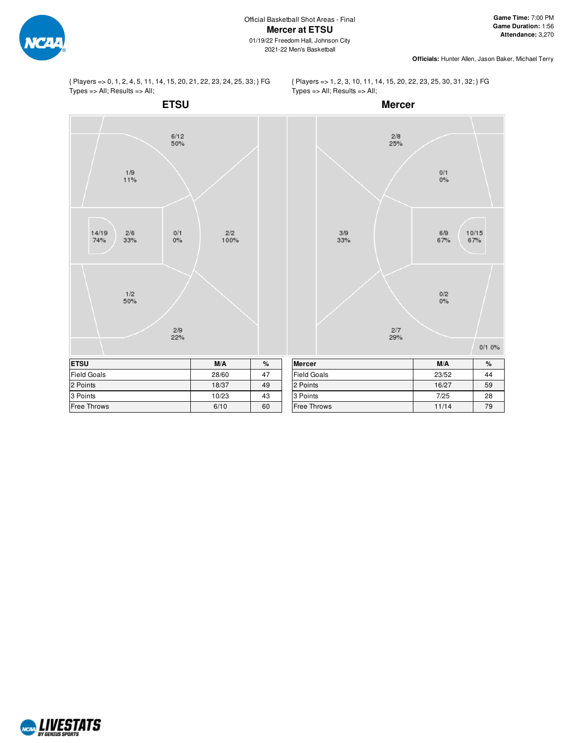Official Basketball Shot Areas - Final

# Mercer at ETSU

01/19/22 Freedom Hall, Johnson City
2021-22 Men's Basketball

**Game Time:** 7:00 PM
**Game Duration:** 1:56
**Attendance:** 3,270

**Officials:** Hunter Allen, Jason Baker, Michael Terry

{ Players => 0, 1, 2, 4, 5, 11, 14, 15, 20, 21, 22, 23, 24, 25, 33; } FG Types => All; Results => All;

## ETSU

6/12 50%
1/9 11%
14/19 74%
2/6 33%
0/1 0%
2/2 100%
1/2 50%
2/9 22%

| ETSU | M/A | % |
|---|---|---|
| Field Goals | 28/60 | 47 |
| 2 Points | 18/37 | 49 |
| 3 Points | 10/23 | 43 |
| Free Throws | 6/10 | 60 |

{ Players => 1, 2, 3, 10, 11, 14, 15, 20, 22, 23, 25, 30, 31, 32; } FG Types => All; Results => All;

## Mercer

2/8 25%
0/1 0%
3/9 33%
6/9 67%
10/15 67%
0/2 0%
2/7 29%
0/1 0%

| Mercer | M/A | % |
|---|---|---|
| Field Goals | 23/52 | 44 |
| 2 Points | 16/27 | 59 |
| 3 Points | 7/25 | 28 |
| Free Throws | 11/14 | 79 |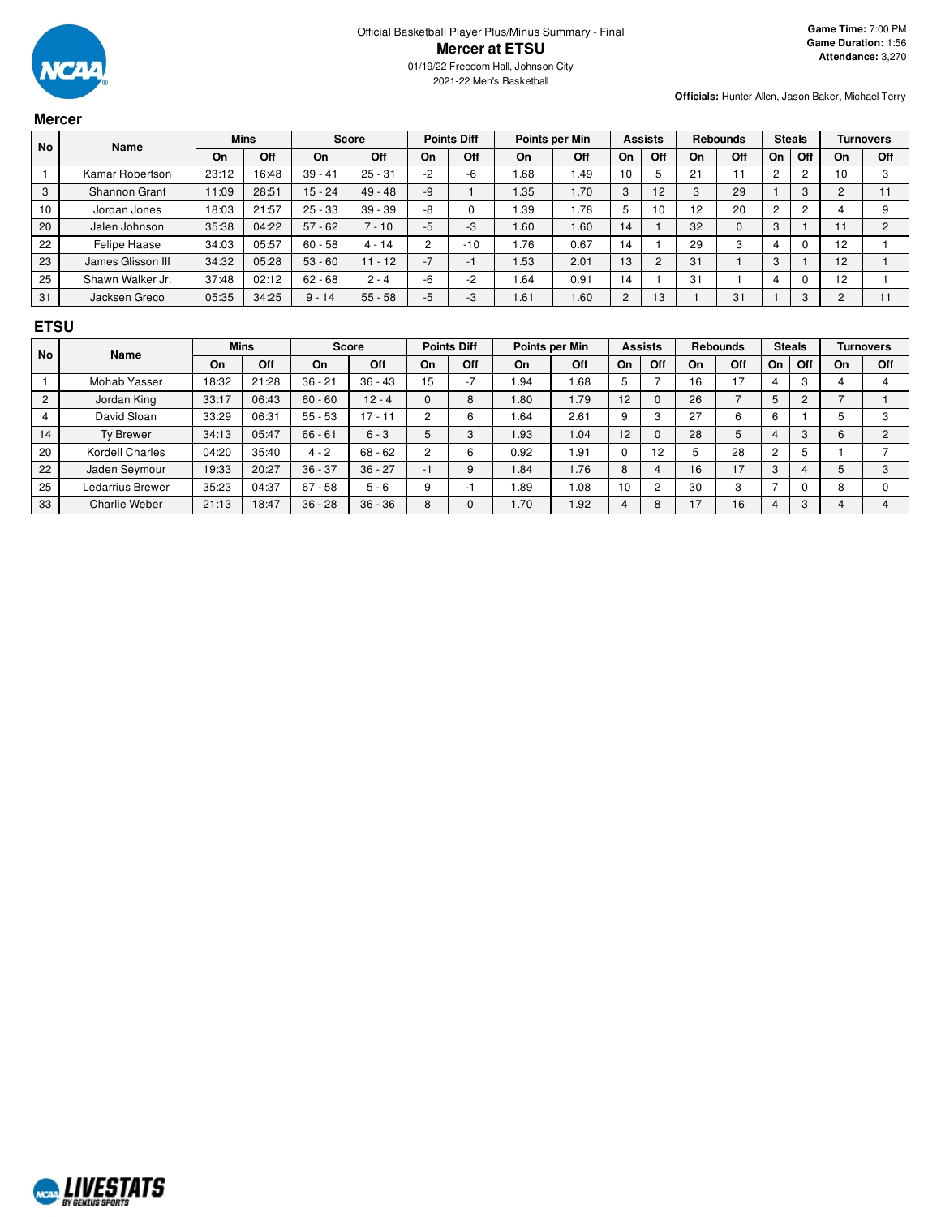Official Basketball Player Plus/Minus Summary - Final

# Mercer at ETSU

01/19/22 Freedom Hall, Johnson City

2021-22 Men's Basketball

**Game Time:** 7:00 PM
**Game Duration:** 1:56
**Attendance:** 3,270

**Officials:** Hunter Allen, Jason Baker, Michael Terry

## Mercer

| No | Name | Mins | | Score | | Points Diff | | Points per Min | | Assists | | Rebounds | | Steals | | Turnovers | |
|---|---|---|---|---|---|---|---|---|---|---|---|---|---|---|---|---|---|
| | | On | Off | On | Off | On | Off | On | Off | On | Off | On | Off | On | Off | On | Off |
| 1 | Kamar Robertson | 23:12 | 16:48 | 39 - 41 | 25 - 31 | -2 | -6 | 1.68 | 1.49 | 10 | 5 | 21 | 11 | 2 | 2 | 10 | 3 |
| 3 | Shannon Grant | 11:09 | 28:51 | 15 - 24 | 49 - 48 | -9 | 1 | 1.35 | 1.70 | 3 | 12 | 3 | 29 | 1 | 3 | 2 | 11 |
| 10 | Jordan Jones | 18:03 | 21:57 | 25 - 33 | 39 - 39 | -8 | 0 | 1.39 | 1.78 | 5 | 10 | 12 | 20 | 2 | 2 | 4 | 9 |
| 20 | Jalen Johnson | 35:38 | 04:22 | 57 - 62 | 7 - 10 | -5 | -3 | 1.60 | 1.60 | 14 | 1 | 32 | 0 | 3 | 1 | 11 | 2 |
| 22 | Felipe Haase | 34:03 | 05:57 | 60 - 58 | 4 - 14 | 2 | -10 | 1.76 | 0.67 | 14 | 1 | 29 | 3 | 4 | 0 | 12 | 1 |
| 23 | James Glisson III | 34:32 | 05:28 | 53 - 60 | 11 - 12 | -7 | -1 | 1.53 | 2.01 | 13 | 2 | 31 | 1 | 3 | 1 | 12 | 1 |
| 25 | Shawn Walker Jr. | 37:48 | 02:12 | 62 - 68 | 2 - 4 | -6 | -2 | 1.64 | 0.91 | 14 | 1 | 31 | 1 | 4 | 0 | 12 | 1 |
| 31 | Jacksen Greco | 05:35 | 34:25 | 9 - 14 | 55 - 58 | -5 | -3 | 1.61 | 1.60 | 2 | 13 | 1 | 31 | 1 | 3 | 2 | 11 |

## ETSU

| No | Name | Mins | | Score | | Points Diff | | Points per Min | | Assists | | Rebounds | | Steals | | Turnovers | |
|---|---|---|---|---|---|---|---|---|---|---|---|---|---|---|---|---|---|
| | | On | Off | On | Off | On | Off | On | Off | On | Off | On | Off | On | Off | On | Off |
| 1 | Mohab Yasser | 18:32 | 21:28 | 36 - 21 | 36 - 43 | 15 | -7 | 1.94 | 1.68 | 5 | 7 | 16 | 17 | 4 | 3 | 4 | 4 |
| 2 | Jordan King | 33:17 | 06:43 | 60 - 60 | 12 - 4 | 0 | 8 | 1.80 | 1.79 | 12 | 0 | 26 | 7 | 5 | 2 | 7 | 1 |
| 4 | David Sloan | 33:29 | 06:31 | 55 - 53 | 17 - 11 | 2 | 6 | 1.64 | 2.61 | 9 | 3 | 27 | 6 | 6 | 1 | 5 | 3 |
| 14 | Ty Brewer | 34:13 | 05:47 | 66 - 61 | 6 - 3 | 5 | 3 | 1.93 | 1.04 | 12 | 0 | 28 | 5 | 4 | 3 | 6 | 2 |
| 20 | Kordell Charles | 04:20 | 35:40 | 4 - 2 | 68 - 62 | 2 | 6 | 0.92 | 1.91 | 0 | 12 | 5 | 28 | 2 | 5 | 1 | 7 |
| 22 | Jaden Seymour | 19:33 | 20:27 | 36 - 37 | 36 - 27 | -1 | 9 | 1.84 | 1.76 | 8 | 4 | 16 | 17 | 3 | 4 | 5 | 3 |
| 25 | Ledarrius Brewer | 35:23 | 04:37 | 67 - 58 | 5 - 6 | 9 | -1 | 1.89 | 1.08 | 10 | 2 | 30 | 3 | 7 | 0 | 8 | 0 |
| 33 | Charlie Weber | 21:13 | 18:47 | 36 - 28 | 36 - 36 | 8 | 0 | 1.70 | 1.92 | 4 | 8 | 17 | 16 | 4 | 3 | 4 | 4 |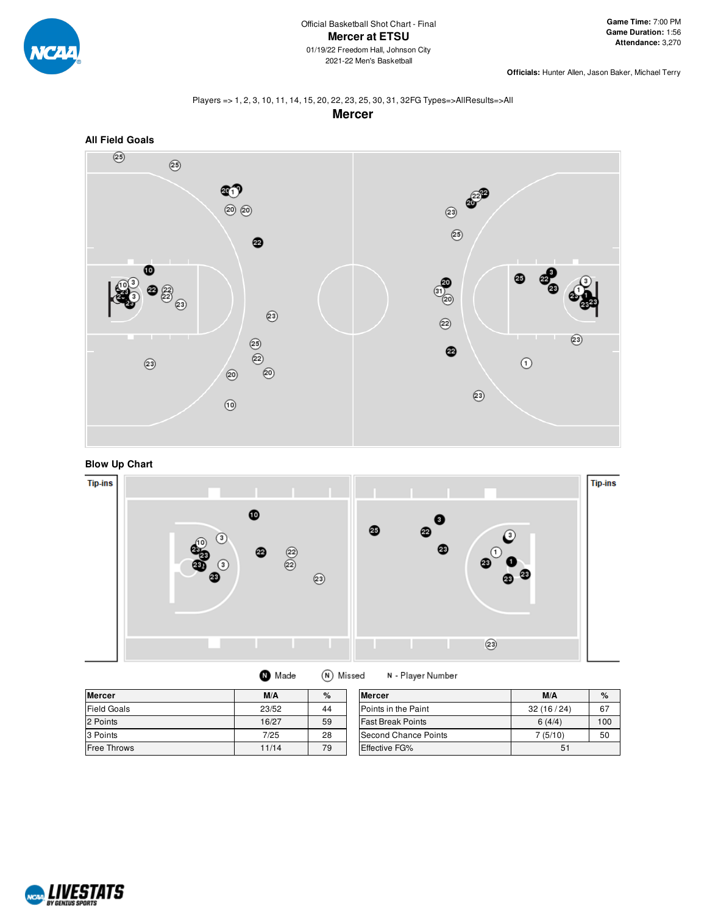Official Basketball Shot Chart - Final

# Mercer at ETSU

01/19/22 Freedom Hall, Johnson City

2021-22 Men's Basketball

**Game Time:** 7:00 PM
**Game Duration:** 1:56
**Attendance:** 3,270

**Officials:** Hunter Allen, Jason Baker, Michael Terry

Players => 1, 2, 3, 10, 11, 14, 15, 20, 22, 23, 25, 30, 31, 32FG Types=>AllResults=>All

## Mercer

### All Field Goals

### Blow Up Chart

Tip-ins

Tip-ins

Made    Missed    N - Player Number

| Mercer | M/A | % |
|---|---|---|
| Field Goals | 23/52 | 44 |
| 2 Points | 16/27 | 59 |
| 3 Points | 7/25 | 28 |
| Free Throws | 11/14 | 79 |

| Mercer | M/A | % |
|---|---|---|
| Points in the Paint | 32 (16 / 24) | 67 |
| Fast Break Points | 6 (4/4) | 100 |
| Second Chance Points | 7 (5/10) | 50 |
| Effective FG% | 51 | |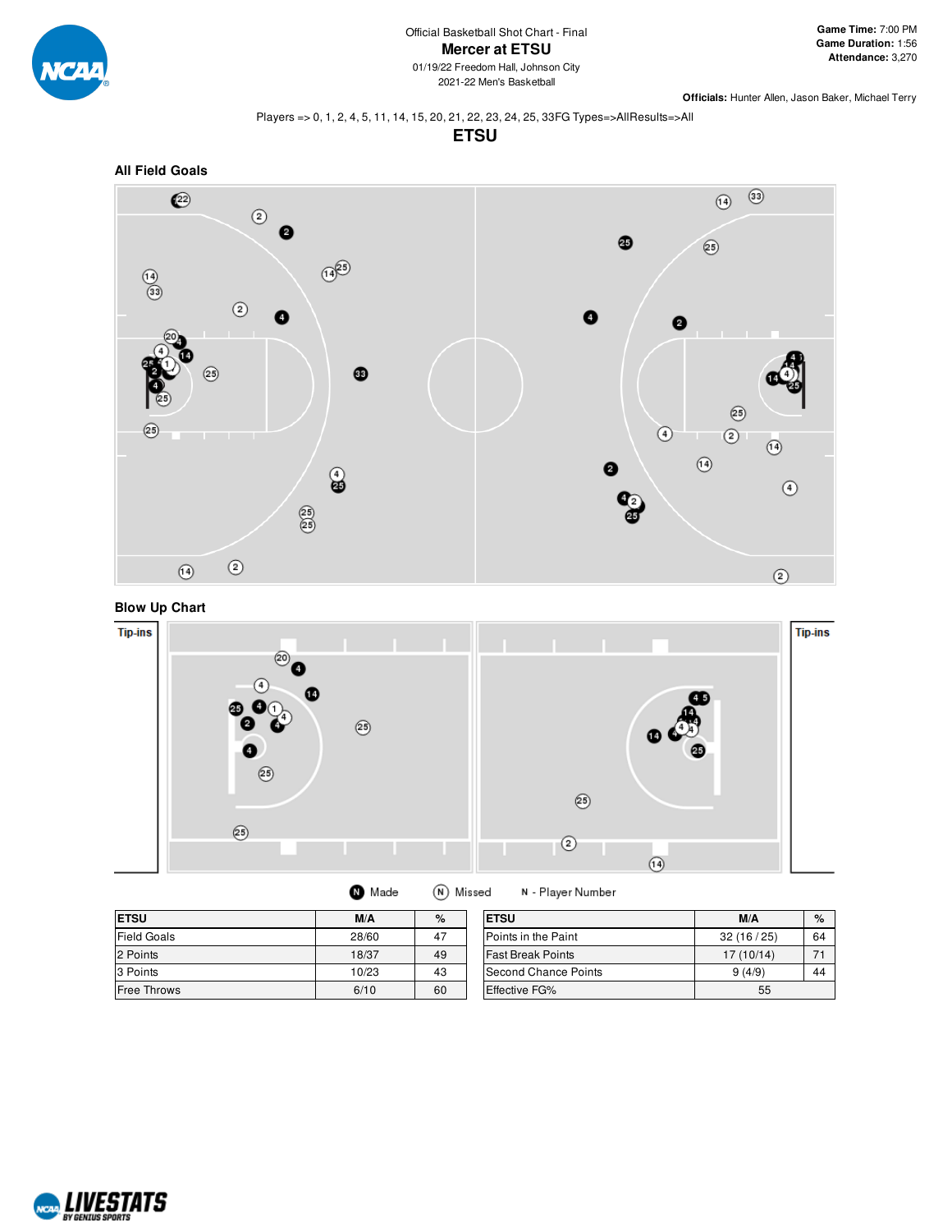Official Basketball Shot Chart - Final

# Mercer at ETSU

01/19/22 Freedom Hall, Johnson City
2021-22 Men's Basketball

**Game Time:** 7:00 PM
**Game Duration:** 1:56
**Attendance:** 3,270

**Officials:** Hunter Allen, Jason Baker, Michael Terry

Players => 0, 1, 2, 4, 5, 11, 14, 15, 20, 21, 22, 23, 24, 25, 33FG Types=>AllResults=>All

## ETSU

### All Field Goals

### Blow Up Chart

Tip-ins

Tip-ins

Made    Missed    N - Player Number

| ETSU | M/A | % |
|---|---|---|
| Field Goals | 28/60 | 47 |
| 2 Points | 18/37 | 49 |
| 3 Points | 10/23 | 43 |
| Free Throws | 6/10 | 60 |

| ETSU | M/A | % |
|---|---|---|
| Points in the Paint | 32 (16 / 25) | 64 |
| Fast Break Points | 17 (10/14) | 71 |
| Second Chance Points | 9 (4/9) | 44 |
| Effective FG% | 55 | |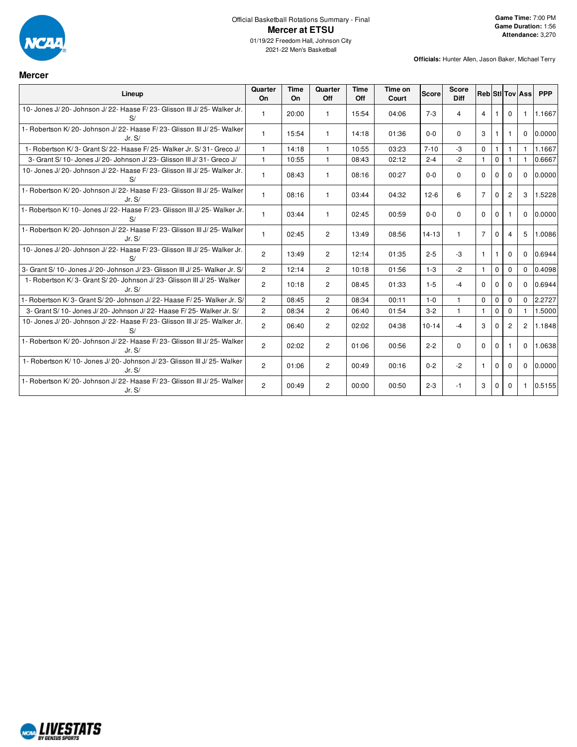Official Basketball Rotations Summary - Final

# Mercer at ETSU

01/19/22 Freedom Hall, Johnson City

2021-22 Men's Basketball

**Game Time:** 7:00 PM
**Game Duration:** 1:56
**Attendance:** 3,270

**Officials:** Hunter Allen, Jason Baker, Michael Terry

## Mercer

| Lineup | Quarter On | Time On | Quarter Off | Time Off | Time on Court | Score | Score Diff | Reb | Stl | Tov | Ass | PPP |
|---|---|---|---|---|---|---|---|---|---|---|---|---|
| 10- Jones J/ 20- Johnson J/ 22- Haase F/ 23- Glisson III J/ 25- Walker Jr. S/ | 1 | 20:00 | 1 | 15:54 | 04:06 | 7-3 | 4 | 4 | 1 | 0 | 1 | 1.1667 |
| 1- Robertson K/ 20- Johnson J/ 22- Haase F/ 23- Glisson III J/ 25- Walker Jr. S/ | 1 | 15:54 | 1 | 14:18 | 01:36 | 0-0 | 0 | 3 | 1 | 1 | 0 | 0.0000 |
| 1- Robertson K/ 3- Grant S/ 22- Haase F/ 25- Walker Jr. S/ 31- Greco J/ | 1 | 14:18 | 1 | 10:55 | 03:23 | 7-10 | -3 | 0 | 1 | 1 | 1 | 1.1667 |
| 3- Grant S/ 10- Jones J/ 20- Johnson J/ 23- Glisson III J/ 31- Greco J/ | 1 | 10:55 | 1 | 08:43 | 02:12 | 2-4 | -2 | 1 | 0 | 1 | 1 | 0.6667 |
| 10- Jones J/ 20- Johnson J/ 22- Haase F/ 23- Glisson III J/ 25- Walker Jr. S/ | 1 | 08:43 | 1 | 08:16 | 00:27 | 0-0 | 0 | 0 | 0 | 0 | 0 | 0.0000 |
| 1- Robertson K/ 20- Johnson J/ 22- Haase F/ 23- Glisson III J/ 25- Walker Jr. S/ | 1 | 08:16 | 1 | 03:44 | 04:32 | 12-6 | 6 | 7 | 0 | 2 | 3 | 1.5228 |
| 1- Robertson K/ 10- Jones J/ 22- Haase F/ 23- Glisson III J/ 25- Walker Jr. S/ | 1 | 03:44 | 1 | 02:45 | 00:59 | 0-0 | 0 | 0 | 0 | 1 | 0 | 0.0000 |
| 1- Robertson K/ 20- Johnson J/ 22- Haase F/ 23- Glisson III J/ 25- Walker Jr. S/ | 1 | 02:45 | 2 | 13:49 | 08:56 | 14-13 | 1 | 7 | 0 | 4 | 5 | 1.0086 |
| 10- Jones J/ 20- Johnson J/ 22- Haase F/ 23- Glisson III J/ 25- Walker Jr. S/ | 2 | 13:49 | 2 | 12:14 | 01:35 | 2-5 | -3 | 1 | 1 | 0 | 0 | 0.6944 |
| 3- Grant S/ 10- Jones J/ 20- Johnson J/ 23- Glisson III J/ 25- Walker Jr. S/ | 2 | 12:14 | 2 | 10:18 | 01:56 | 1-3 | -2 | 1 | 0 | 0 | 0 | 0.4098 |
| 1- Robertson K/ 3- Grant S/ 20- Johnson J/ 23- Glisson III J/ 25- Walker Jr. S/ | 2 | 10:18 | 2 | 08:45 | 01:33 | 1-5 | -4 | 0 | 0 | 0 | 0 | 0.6944 |
| 1- Robertson K/ 3- Grant S/ 20- Johnson J/ 22- Haase F/ 25- Walker Jr. S/ | 2 | 08:45 | 2 | 08:34 | 00:11 | 1-0 | 1 | 0 | 0 | 0 | 0 | 2.2727 |
| 3- Grant S/ 10- Jones J/ 20- Johnson J/ 22- Haase F/ 25- Walker Jr. S/ | 2 | 08:34 | 2 | 06:40 | 01:54 | 3-2 | 1 | 1 | 0 | 0 | 1 | 1.5000 |
| 10- Jones J/ 20- Johnson J/ 22- Haase F/ 23- Glisson III J/ 25- Walker Jr. S/ | 2 | 06:40 | 2 | 02:02 | 04:38 | 10-14 | -4 | 3 | 0 | 2 | 2 | 1.1848 |
| 1- Robertson K/ 20- Johnson J/ 22- Haase F/ 23- Glisson III J/ 25- Walker Jr. S/ | 2 | 02:02 | 2 | 01:06 | 00:56 | 2-2 | 0 | 0 | 0 | 1 | 0 | 1.0638 |
| 1- Robertson K/ 10- Jones J/ 20- Johnson J/ 23- Glisson III J/ 25- Walker Jr. S/ | 2 | 01:06 | 2 | 00:49 | 00:16 | 0-2 | -2 | 1 | 0 | 0 | 0 | 0.0000 |
| 1- Robertson K/ 20- Johnson J/ 22- Haase F/ 23- Glisson III J/ 25- Walker Jr. S/ | 2 | 00:49 | 2 | 00:00 | 00:50 | 2-3 | -1 | 3 | 0 | 0 | 1 | 0.5155 |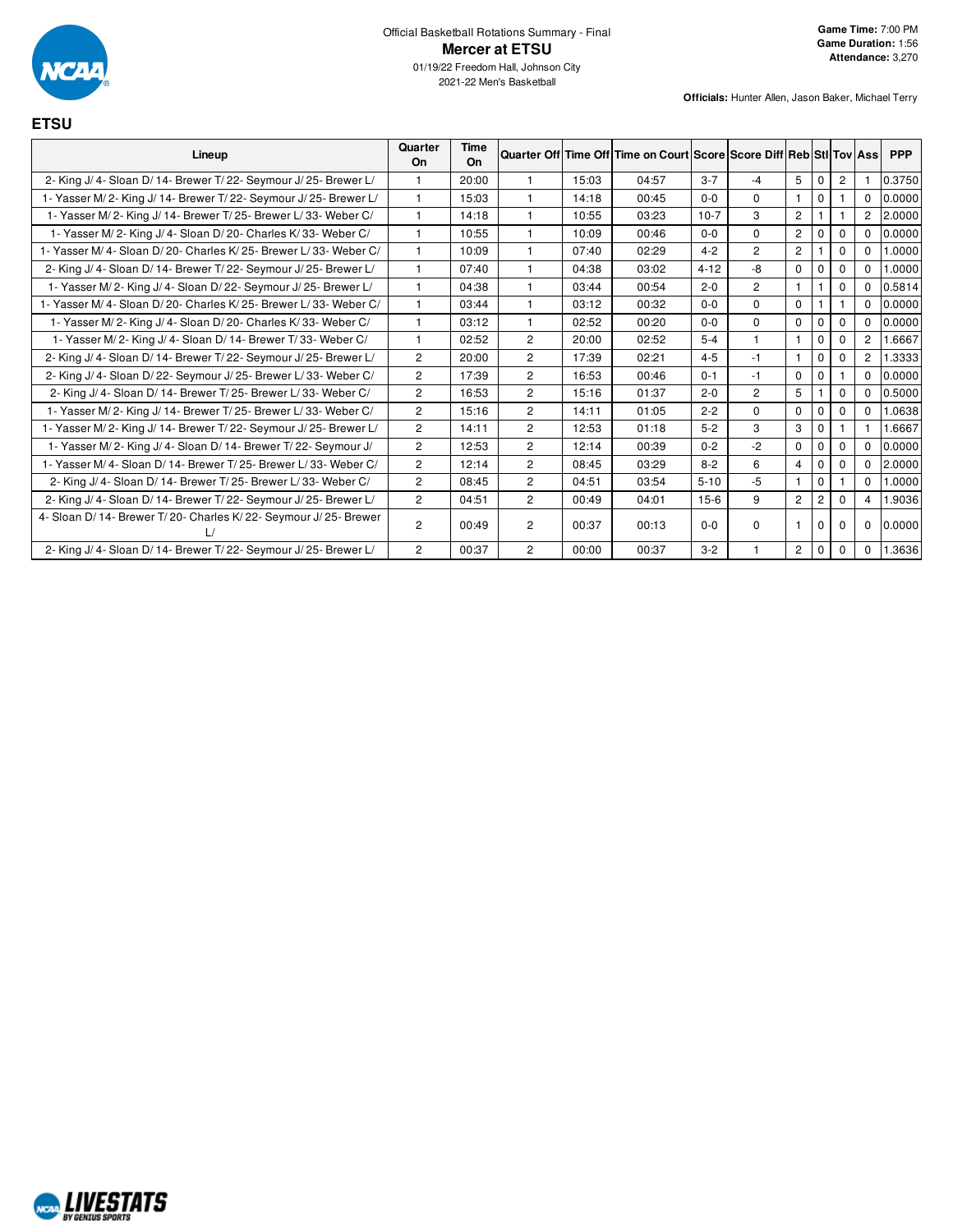Official Basketball Rotations Summary - Final

# Mercer at ETSU

01/19/22 Freedom Hall, Johnson City
2021-22 Men's Basketball

**Game Time:** 7:00 PM
**Game Duration:** 1:56
**Attendance:** 3,270

**Officials:** Hunter Allen, Jason Baker, Michael Terry

## ETSU

| Lineup | Quarter On | Time On | Quarter Off | Time Off | Time on Court | Score | Score Diff | Reb | Stl | Tov | Ass | PPP |
|---|---|---|---|---|---|---|---|---|---|---|---|---|
| 2- King J/ 4- Sloan D/ 14- Brewer T/ 22- Seymour J/ 25- Brewer L/ | 1 | 20:00 | 1 | 15:03 | 04:57 | 3-7 | -4 | 5 | 0 | 2 | 1 | 0.3750 |
| 1- Yasser M/ 2- King J/ 14- Brewer T/ 22- Seymour J/ 25- Brewer L/ | 1 | 15:03 | 1 | 14:18 | 00:45 | 0-0 | 0 | 1 | 0 | 1 | 0 | 0.0000 |
| 1- Yasser M/ 2- King J/ 14- Brewer T/ 25- Brewer L/ 33- Weber C/ | 1 | 14:18 | 1 | 10:55 | 03:23 | 10-7 | 3 | 2 | 1 | 1 | 2 | 2.0000 |
| 1- Yasser M/ 2- King J/ 4- Sloan D/ 20- Charles K/ 33- Weber C/ | 1 | 10:55 | 1 | 10:09 | 00:46 | 0-0 | 0 | 2 | 0 | 0 | 0 | 0.0000 |
| 1- Yasser M/ 4- Sloan D/ 20- Charles K/ 25- Brewer L/ 33- Weber C/ | 1 | 10:09 | 1 | 07:40 | 02:29 | 4-2 | 2 | 2 | 1 | 0 | 0 | 1.0000 |
| 2- King J/ 4- Sloan D/ 14- Brewer T/ 22- Seymour J/ 25- Brewer L/ | 1 | 07:40 | 1 | 04:38 | 03:02 | 4-12 | -8 | 0 | 0 | 0 | 0 | 1.0000 |
| 1- Yasser M/ 2- King J/ 4- Sloan D/ 22- Seymour J/ 25- Brewer L/ | 1 | 04:38 | 1 | 03:44 | 00:54 | 2-0 | 2 | 1 | 1 | 0 | 0 | 0.5814 |
| 1- Yasser M/ 4- Sloan D/ 20- Charles K/ 25- Brewer L/ 33- Weber C/ | 1 | 03:44 | 1 | 03:12 | 00:32 | 0-0 | 0 | 0 | 1 | 1 | 0 | 0.0000 |
| 1- Yasser M/ 2- King J/ 4- Sloan D/ 20- Charles K/ 33- Weber C/ | 1 | 03:12 | 1 | 02:52 | 00:20 | 0-0 | 0 | 0 | 0 | 0 | 0 | 0.0000 |
| 1- Yasser M/ 2- King J/ 4- Sloan D/ 14- Brewer T/ 33- Weber C/ | 1 | 02:52 | 2 | 20:00 | 02:52 | 5-4 | 1 | 1 | 0 | 0 | 2 | 1.6667 |
| 2- King J/ 4- Sloan D/ 14- Brewer T/ 22- Seymour J/ 25- Brewer L/ | 2 | 20:00 | 2 | 17:39 | 02:21 | 4-5 | -1 | 1 | 0 | 0 | 2 | 1.3333 |
| 2- King J/ 4- Sloan D/ 22- Seymour J/ 25- Brewer L/ 33- Weber C/ | 2 | 17:39 | 2 | 16:53 | 00:46 | 0-1 | -1 | 0 | 0 | 1 | 0 | 0.0000 |
| 2- King J/ 4- Sloan D/ 14- Brewer T/ 25- Brewer L/ 33- Weber C/ | 2 | 16:53 | 2 | 15:16 | 01:37 | 2-0 | 2 | 5 | 1 | 0 | 0 | 0.5000 |
| 1- Yasser M/ 2- King J/ 14- Brewer T/ 25- Brewer L/ 33- Weber C/ | 2 | 15:16 | 2 | 14:11 | 01:05 | 2-2 | 0 | 0 | 0 | 0 | 0 | 1.0638 |
| 1- Yasser M/ 2- King J/ 14- Brewer T/ 22- Seymour J/ 25- Brewer L/ | 2 | 14:11 | 2 | 12:53 | 01:18 | 5-2 | 3 | 3 | 0 | 1 | 1 | 1.6667 |
| 1- Yasser M/ 2- King J/ 4- Sloan D/ 14- Brewer T/ 22- Seymour J/ | 2 | 12:53 | 2 | 12:14 | 00:39 | 0-2 | -2 | 0 | 0 | 0 | 0 | 0.0000 |
| 1- Yasser M/ 4- Sloan D/ 14- Brewer T/ 25- Brewer L/ 33- Weber C/ | 2 | 12:14 | 2 | 08:45 | 03:29 | 8-2 | 6 | 4 | 0 | 0 | 0 | 2.0000 |
| 2- King J/ 4- Sloan D/ 14- Brewer T/ 25- Brewer L/ 33- Weber C/ | 2 | 08:45 | 2 | 04:51 | 03:54 | 5-10 | -5 | 1 | 0 | 1 | 0 | 1.0000 |
| 2- King J/ 4- Sloan D/ 14- Brewer T/ 22- Seymour J/ 25- Brewer L/ | 2 | 04:51 | 2 | 00:49 | 04:01 | 15-6 | 9 | 2 | 2 | 0 | 4 | 1.9036 |
| 4- Sloan D/ 14- Brewer T/ 20- Charles K/ 22- Seymour J/ 25- Brewer L/ | 2 | 00:49 | 2 | 00:37 | 00:13 | 0-0 | 0 | 1 | 0 | 0 | 0 | 0.0000 |
| 2- King J/ 4- Sloan D/ 14- Brewer T/ 22- Seymour J/ 25- Brewer L/ | 2 | 00:37 | 2 | 00:00 | 00:37 | 3-2 | 1 | 2 | 0 | 0 | 0 | 1.3636 |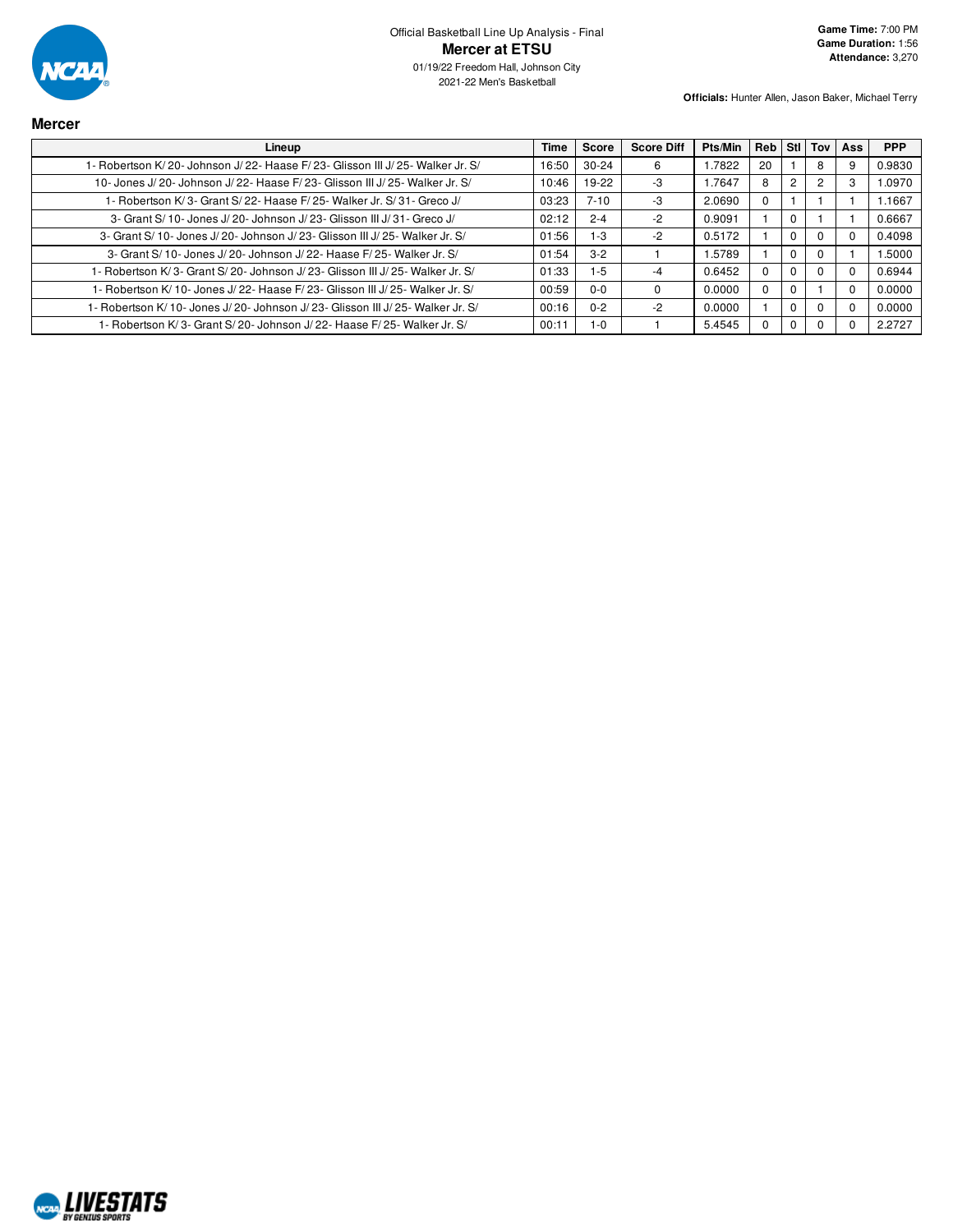Official Basketball Line Up Analysis - Final

# Mercer at ETSU

01/19/22 Freedom Hall, Johnson City

2021-22 Men's Basketball

**Game Time:** 7:00 PM
**Game Duration:** 1:56
**Attendance:** 3,270

**Officials:** Hunter Allen, Jason Baker, Michael Terry

## Mercer

| Lineup | Time | Score | Score Diff | Pts/Min | Reb | Stl | Tov | Ass | PPP |
|---|---|---|---|---|---|---|---|---|---|
| 1- Robertson K/ 20- Johnson J/ 22- Haase F/ 23- Glisson III J/ 25- Walker Jr. S/ | 16:50 | 30-24 | 6 | 1.7822 | 20 | 1 | 8 | 9 | 0.9830 |
| 10- Jones J/ 20- Johnson J/ 22- Haase F/ 23- Glisson III J/ 25- Walker Jr. S/ | 10:46 | 19-22 | -3 | 1.7647 | 8 | 2 | 2 | 3 | 1.0970 |
| 1- Robertson K/ 3- Grant S/ 22- Haase F/ 25- Walker Jr. S/ 31- Greco J/ | 03:23 | 7-10 | -3 | 2.0690 | 0 | 1 | 1 | 1 | 1.1667 |
| 3- Grant S/ 10- Jones J/ 20- Johnson J/ 23- Glisson III J/ 31- Greco J/ | 02:12 | 2-4 | -2 | 0.9091 | 1 | 0 | 1 | 1 | 0.6667 |
| 3- Grant S/ 10- Jones J/ 20- Johnson J/ 23- Glisson III J/ 25- Walker Jr. S/ | 01:56 | 1-3 | -2 | 0.5172 | 1 | 0 | 0 | 0 | 0.4098 |
| 3- Grant S/ 10- Jones J/ 20- Johnson J/ 22- Haase F/ 25- Walker Jr. S/ | 01:54 | 3-2 | 1 | 1.5789 | 1 | 0 | 0 | 1 | 1.5000 |
| 1- Robertson K/ 3- Grant S/ 20- Johnson J/ 23- Glisson III J/ 25- Walker Jr. S/ | 01:33 | 1-5 | -4 | 0.6452 | 0 | 0 | 0 | 0 | 0.6944 |
| 1- Robertson K/ 10- Jones J/ 22- Haase F/ 23- Glisson III J/ 25- Walker Jr. S/ | 00:59 | 0-0 | 0 | 0.0000 | 0 | 0 | 1 | 0 | 0.0000 |
| 1- Robertson K/ 10- Jones J/ 20- Johnson J/ 23- Glisson III J/ 25- Walker Jr. S/ | 00:16 | 0-2 | -2 | 0.0000 | 1 | 0 | 0 | 0 | 0.0000 |
| 1- Robertson K/ 3- Grant S/ 20- Johnson J/ 22- Haase F/ 25- Walker Jr. S/ | 00:11 | 1-0 | 1 | 5.4545 | 0 | 0 | 0 | 0 | 2.2727 |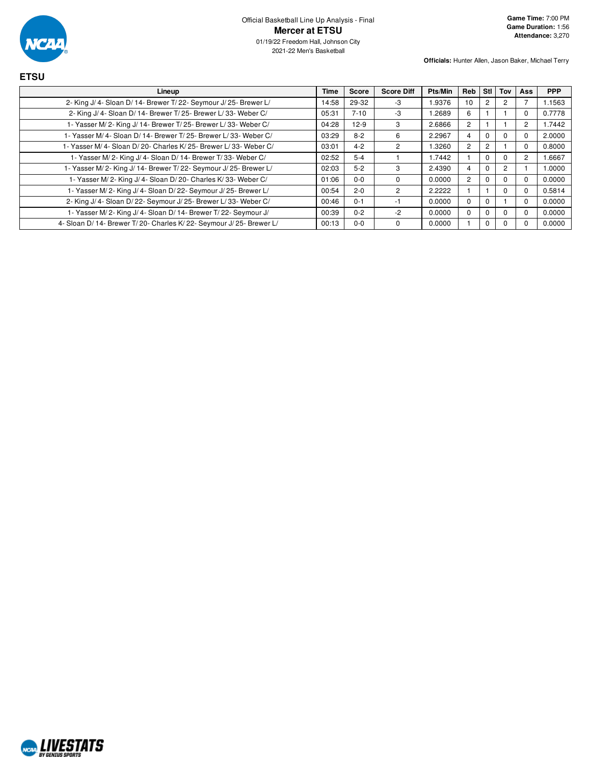Official Basketball Line Up Analysis - Final

# Mercer at ETSU

01/19/22 Freedom Hall, Johnson City
2021-22 Men's Basketball

**Game Time:** 7:00 PM
**Game Duration:** 1:56
**Attendance:** 3,270

**Officials:** Hunter Allen, Jason Baker, Michael Terry

## ETSU

| Lineup | Time | Score | Score Diff | Pts/Min | Reb | Stl | Tov | Ass | PPP |
|---|---|---|---|---|---|---|---|---|---|
| 2- King J/ 4- Sloan D/ 14- Brewer T/ 22- Seymour J/ 25- Brewer L/ | 14:58 | 29-32 | -3 | 1.9376 | 10 | 2 | 2 | 7 | 1.1563 |
| 2- King J/ 4- Sloan D/ 14- Brewer T/ 25- Brewer L/ 33- Weber C/ | 05:31 | 7-10 | -3 | 1.2689 | 6 | 1 | 1 | 0 | 0.7778 |
| 1- Yasser M/ 2- King J/ 14- Brewer T/ 25- Brewer L/ 33- Weber C/ | 04:28 | 12-9 | 3 | 2.6866 | 2 | 1 | 1 | 2 | 1.7442 |
| 1- Yasser M/ 4- Sloan D/ 14- Brewer T/ 25- Brewer L/ 33- Weber C/ | 03:29 | 8-2 | 6 | 2.2967 | 4 | 0 | 0 | 0 | 2.0000 |
| 1- Yasser M/ 4- Sloan D/ 20- Charles K/ 25- Brewer L/ 33- Weber C/ | 03:01 | 4-2 | 2 | 1.3260 | 2 | 2 | 1 | 0 | 0.8000 |
| 1- Yasser M/ 2- King J/ 4- Sloan D/ 14- Brewer T/ 33- Weber C/ | 02:52 | 5-4 | 1 | 1.7442 | 1 | 0 | 0 | 2 | 1.6667 |
| 1- Yasser M/ 2- King J/ 14- Brewer T/ 22- Seymour J/ 25- Brewer L/ | 02:03 | 5-2 | 3 | 2.4390 | 4 | 0 | 2 | 1 | 1.0000 |
| 1- Yasser M/ 2- King J/ 4- Sloan D/ 20- Charles K/ 33- Weber C/ | 01:06 | 0-0 | 0 | 0.0000 | 2 | 0 | 0 | 0 | 0.0000 |
| 1- Yasser M/ 2- King J/ 4- Sloan D/ 22- Seymour J/ 25- Brewer L/ | 00:54 | 2-0 | 2 | 2.2222 | 1 | 1 | 0 | 0 | 0.5814 |
| 2- King J/ 4- Sloan D/ 22- Seymour J/ 25- Brewer L/ 33- Weber C/ | 00:46 | 0-1 | -1 | 0.0000 | 0 | 0 | 1 | 0 | 0.0000 |
| 1- Yasser M/ 2- King J/ 4- Sloan D/ 14- Brewer T/ 22- Seymour J/ | 00:39 | 0-2 | -2 | 0.0000 | 0 | 0 | 0 | 0 | 0.0000 |
| 4- Sloan D/ 14- Brewer T/ 20- Charles K/ 22- Seymour J/ 25- Brewer L/ | 00:13 | 0-0 | 0 | 0.0000 | 1 | 0 | 0 | 0 | 0.0000 |